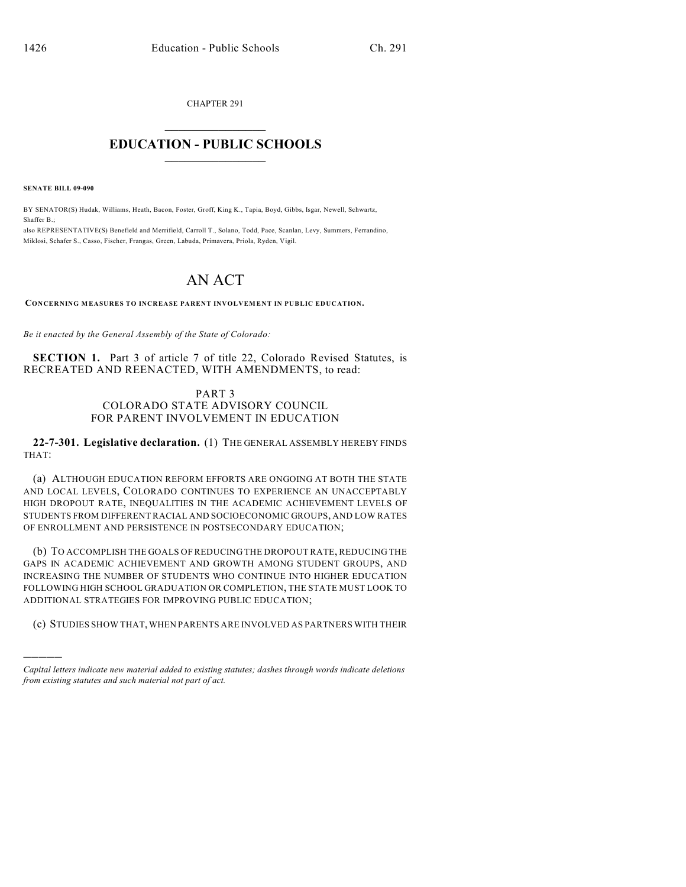CHAPTER 291

# EDUCATION - PUBLIC SCHOOLS

**SENATE BILL 09-090**

BY SENATOR(S) Hudak, Williams, Heath, Bacon, Foster, Groff, King K., Tapia, Boyd, Gibbs, Isgar, Newell, Schwartz, Shaffer B.;
also REPRESENTATIVE(S) Benefield and Merrifield, Carroll T., Solano, Todd, Pace, Scanlan, Levy, Summers, Ferrandino, Miklosi, Schafer S., Casso, Fischer, Frangas, Green, Labuda, Primavera, Priola, Ryden, Vigil.

# AN ACT

CONCERNING MEASURES TO INCREASE PARENT INVOLVEMENT IN PUBLIC EDUCATION.

*Be it enacted by the General Assembly of the State of Colorado:*

**SECTION 1.** Part 3 of article 7 of title 22, Colorado Revised Statutes, is RECREATED AND REENACTED, WITH AMENDMENTS, to read:

PART 3
COLORADO STATE ADVISORY COUNCIL
FOR PARENT INVOLVEMENT IN EDUCATION

**22-7-301. Legislative declaration.** (1) THE GENERAL ASSEMBLY HEREBY FINDS THAT:

(a) ALTHOUGH EDUCATION REFORM EFFORTS ARE ONGOING AT BOTH THE STATE AND LOCAL LEVELS, COLORADO CONTINUES TO EXPERIENCE AN UNACCEPTABLY HIGH DROPOUT RATE, INEQUALITIES IN THE ACADEMIC ACHIEVEMENT LEVELS OF STUDENTS FROM DIFFERENT RACIAL AND SOCIOECONOMIC GROUPS, AND LOW RATES OF ENROLLMENT AND PERSISTENCE IN POSTSECONDARY EDUCATION;

(b) TO ACCOMPLISH THE GOALS OF REDUCING THE DROPOUT RATE, REDUCING THE GAPS IN ACADEMIC ACHIEVEMENT AND GROWTH AMONG STUDENT GROUPS, AND INCREASING THE NUMBER OF STUDENTS WHO CONTINUE INTO HIGHER EDUCATION FOLLOWING HIGH SCHOOL GRADUATION OR COMPLETION, THE STATE MUST LOOK TO ADDITIONAL STRATEGIES FOR IMPROVING PUBLIC EDUCATION;

(c) STUDIES SHOW THAT, WHEN PARENTS ARE INVOLVED AS PARTNERS WITH THEIR

---

*Capital letters indicate new material added to existing statutes; dashes through words indicate deletions from existing statutes and such material not part of act.*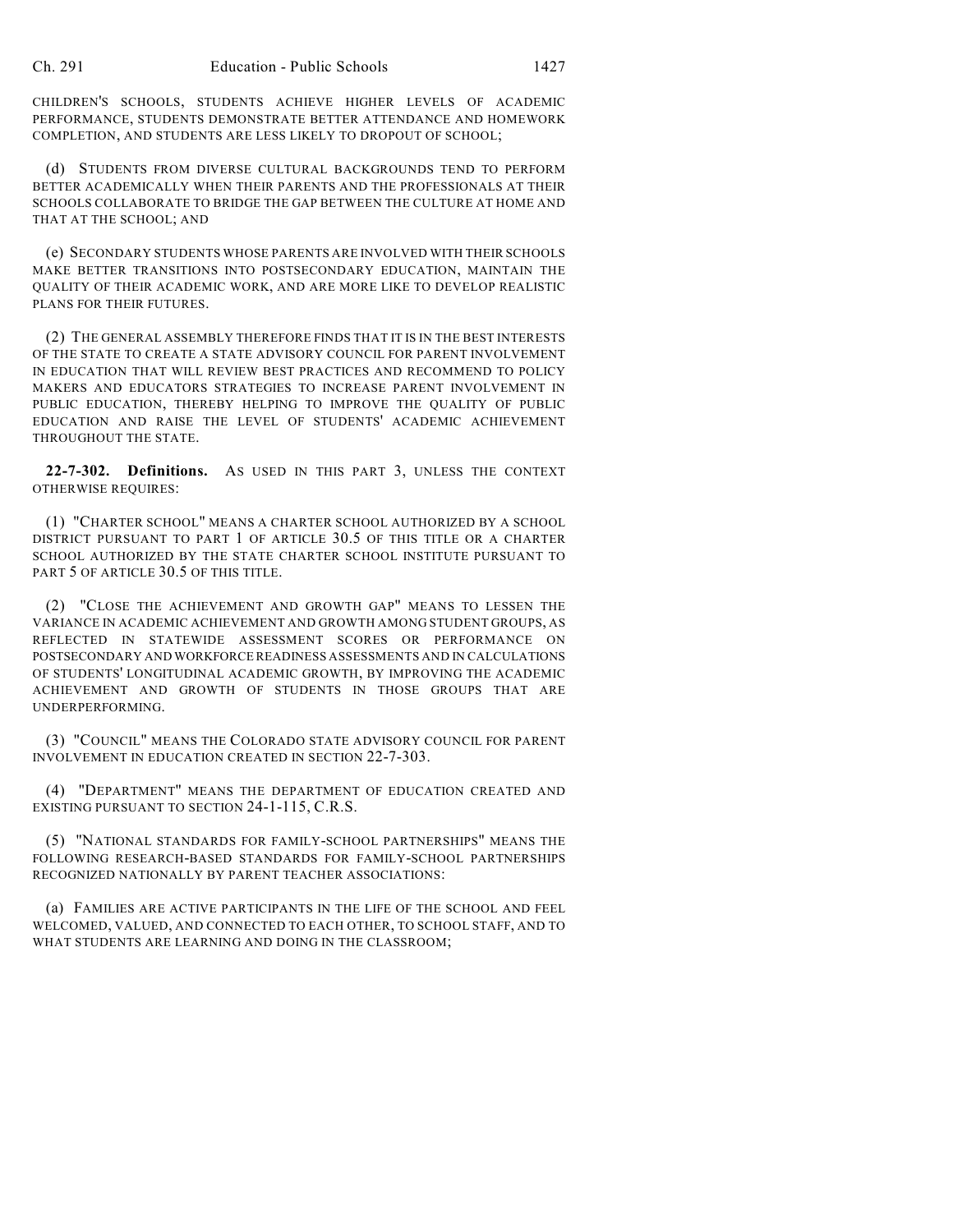CHILDREN'S SCHOOLS, STUDENTS ACHIEVE HIGHER LEVELS OF ACADEMIC PERFORMANCE, STUDENTS DEMONSTRATE BETTER ATTENDANCE AND HOMEWORK COMPLETION, AND STUDENTS ARE LESS LIKELY TO DROPOUT OF SCHOOL;

(d) STUDENTS FROM DIVERSE CULTURAL BACKGROUNDS TEND TO PERFORM BETTER ACADEMICALLY WHEN THEIR PARENTS AND THE PROFESSIONALS AT THEIR SCHOOLS COLLABORATE TO BRIDGE THE GAP BETWEEN THE CULTURE AT HOME AND THAT AT THE SCHOOL; AND

(e) SECONDARY STUDENTS WHOSE PARENTS ARE INVOLVED WITH THEIR SCHOOLS MAKE BETTER TRANSITIONS INTO POSTSECONDARY EDUCATION, MAINTAIN THE QUALITY OF THEIR ACADEMIC WORK, AND ARE MORE LIKE TO DEVELOP REALISTIC PLANS FOR THEIR FUTURES.

(2) THE GENERAL ASSEMBLY THEREFORE FINDS THAT IT IS IN THE BEST INTERESTS OF THE STATE TO CREATE A STATE ADVISORY COUNCIL FOR PARENT INVOLVEMENT IN EDUCATION THAT WILL REVIEW BEST PRACTICES AND RECOMMEND TO POLICY MAKERS AND EDUCATORS STRATEGIES TO INCREASE PARENT INVOLVEMENT IN PUBLIC EDUCATION, THEREBY HELPING TO IMPROVE THE QUALITY OF PUBLIC EDUCATION AND RAISE THE LEVEL OF STUDENTS' ACADEMIC ACHIEVEMENT THROUGHOUT THE STATE.

**22-7-302. Definitions.** AS USED IN THIS PART 3, UNLESS THE CONTEXT OTHERWISE REQUIRES:

(1) "CHARTER SCHOOL" MEANS A CHARTER SCHOOL AUTHORIZED BY A SCHOOL DISTRICT PURSUANT TO PART 1 OF ARTICLE 30.5 OF THIS TITLE OR A CHARTER SCHOOL AUTHORIZED BY THE STATE CHARTER SCHOOL INSTITUTE PURSUANT TO PART 5 OF ARTICLE 30.5 OF THIS TITLE.

(2) "CLOSE THE ACHIEVEMENT AND GROWTH GAP" MEANS TO LESSEN THE VARIANCE IN ACADEMIC ACHIEVEMENT AND GROWTH AMONG STUDENT GROUPS, AS REFLECTED IN STATEWIDE ASSESSMENT SCORES OR PERFORMANCE ON POSTSECONDARY AND WORKFORCE READINESS ASSESSMENTS AND IN CALCULATIONS OF STUDENTS' LONGITUDINAL ACADEMIC GROWTH, BY IMPROVING THE ACADEMIC ACHIEVEMENT AND GROWTH OF STUDENTS IN THOSE GROUPS THAT ARE UNDERPERFORMING.

(3) "COUNCIL" MEANS THE COLORADO STATE ADVISORY COUNCIL FOR PARENT INVOLVEMENT IN EDUCATION CREATED IN SECTION 22-7-303.

(4) "DEPARTMENT" MEANS THE DEPARTMENT OF EDUCATION CREATED AND EXISTING PURSUANT TO SECTION 24-1-115, C.R.S.

(5) "NATIONAL STANDARDS FOR FAMILY-SCHOOL PARTNERSHIPS" MEANS THE FOLLOWING RESEARCH-BASED STANDARDS FOR FAMILY-SCHOOL PARTNERSHIPS RECOGNIZED NATIONALLY BY PARENT TEACHER ASSOCIATIONS:

(a) FAMILIES ARE ACTIVE PARTICIPANTS IN THE LIFE OF THE SCHOOL AND FEEL WELCOMED, VALUED, AND CONNECTED TO EACH OTHER, TO SCHOOL STAFF, AND TO WHAT STUDENTS ARE LEARNING AND DOING IN THE CLASSROOM;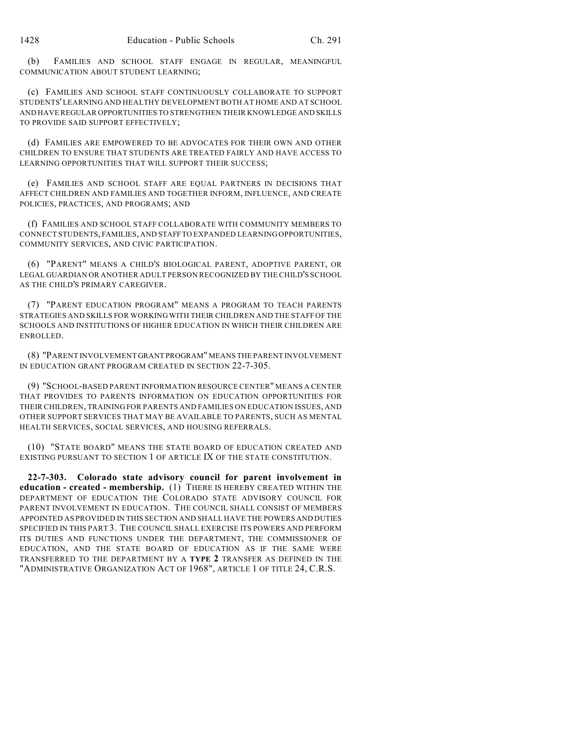(b) FAMILIES AND SCHOOL STAFF ENGAGE IN REGULAR, MEANINGFUL COMMUNICATION ABOUT STUDENT LEARNING;

(c) FAMILIES AND SCHOOL STAFF CONTINUOUSLY COLLABORATE TO SUPPORT STUDENTS' LEARNING AND HEALTHY DEVELOPMENT BOTH AT HOME AND AT SCHOOL AND HAVE REGULAR OPPORTUNITIES TO STRENGTHEN THEIR KNOWLEDGE AND SKILLS TO PROVIDE SAID SUPPORT EFFECTIVELY;

(d) FAMILIES ARE EMPOWERED TO BE ADVOCATES FOR THEIR OWN AND OTHER CHILDREN TO ENSURE THAT STUDENTS ARE TREATED FAIRLY AND HAVE ACCESS TO LEARNING OPPORTUNITIES THAT WILL SUPPORT THEIR SUCCESS;

(e) FAMILIES AND SCHOOL STAFF ARE EQUAL PARTNERS IN DECISIONS THAT AFFECT CHILDREN AND FAMILIES AND TOGETHER INFORM, INFLUENCE, AND CREATE POLICIES, PRACTICES, AND PROGRAMS; AND

(f) FAMILIES AND SCHOOL STAFF COLLABORATE WITH COMMUNITY MEMBERS TO CONNECT STUDENTS, FAMILIES, AND STAFF TO EXPANDED LEARNING OPPORTUNITIES, COMMUNITY SERVICES, AND CIVIC PARTICIPATION.

(6) "PARENT" MEANS A CHILD'S BIOLOGICAL PARENT, ADOPTIVE PARENT, OR LEGAL GUARDIAN OR ANOTHER ADULT PERSON RECOGNIZED BY THE CHILD'S SCHOOL AS THE CHILD'S PRIMARY CAREGIVER.

(7) "PARENT EDUCATION PROGRAM" MEANS A PROGRAM TO TEACH PARENTS STRATEGIES AND SKILLS FOR WORKING WITH THEIR CHILDREN AND THE STAFF OF THE SCHOOLS AND INSTITUTIONS OF HIGHER EDUCATION IN WHICH THEIR CHILDREN ARE ENROLLED.

(8) "PARENT INVOLVEMENT GRANT PROGRAM" MEANS THE PARENT INVOLVEMENT IN EDUCATION GRANT PROGRAM CREATED IN SECTION 22-7-305.

(9) "SCHOOL-BASED PARENT INFORMATION RESOURCE CENTER" MEANS A CENTER THAT PROVIDES TO PARENTS INFORMATION ON EDUCATION OPPORTUNITIES FOR THEIR CHILDREN, TRAINING FOR PARENTS AND FAMILIES ON EDUCATION ISSUES, AND OTHER SUPPORT SERVICES THAT MAY BE AVAILABLE TO PARENTS, SUCH AS MENTAL HEALTH SERVICES, SOCIAL SERVICES, AND HOUSING REFERRALS.

(10) "STATE BOARD" MEANS THE STATE BOARD OF EDUCATION CREATED AND EXISTING PURSUANT TO SECTION 1 OF ARTICLE IX OF THE STATE CONSTITUTION.

**22-7-303. Colorado state advisory council for parent involvement in education - created - membership.** (1) THERE IS HEREBY CREATED WITHIN THE DEPARTMENT OF EDUCATION THE COLORADO STATE ADVISORY COUNCIL FOR PARENT INVOLVEMENT IN EDUCATION. THE COUNCIL SHALL CONSIST OF MEMBERS APPOINTED AS PROVIDED IN THIS SECTION AND SHALL HAVE THE POWERS AND DUTIES SPECIFIED IN THIS PART 3. THE COUNCIL SHALL EXERCISE ITS POWERS AND PERFORM ITS DUTIES AND FUNCTIONS UNDER THE DEPARTMENT, THE COMMISSIONER OF EDUCATION, AND THE STATE BOARD OF EDUCATION AS IF THE SAME WERE TRANSFERRED TO THE DEPARTMENT BY A **TYPE 2** TRANSFER AS DEFINED IN THE "ADMINISTRATIVE ORGANIZATION ACT OF 1968", ARTICLE 1 OF TITLE 24, C.R.S.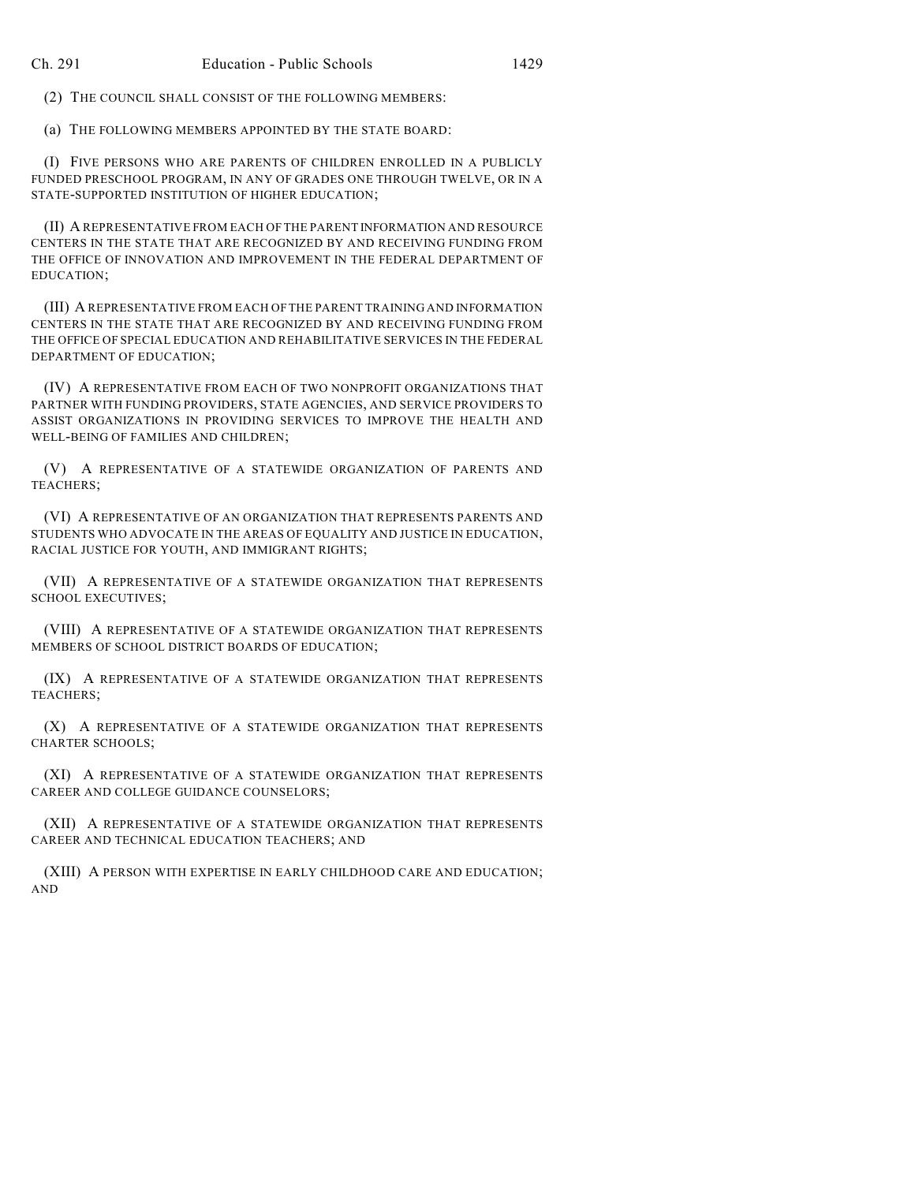(2) THE COUNCIL SHALL CONSIST OF THE FOLLOWING MEMBERS:

(a) THE FOLLOWING MEMBERS APPOINTED BY THE STATE BOARD:

(I) FIVE PERSONS WHO ARE PARENTS OF CHILDREN ENROLLED IN A PUBLICLY FUNDED PRESCHOOL PROGRAM, IN ANY OF GRADES ONE THROUGH TWELVE, OR IN A STATE-SUPPORTED INSTITUTION OF HIGHER EDUCATION;

(II) A REPRESENTATIVE FROM EACH OF THE PARENT INFORMATION AND RESOURCE CENTERS IN THE STATE THAT ARE RECOGNIZED BY AND RECEIVING FUNDING FROM THE OFFICE OF INNOVATION AND IMPROVEMENT IN THE FEDERAL DEPARTMENT OF EDUCATION;

(III) A REPRESENTATIVE FROM EACH OF THE PARENT TRAINING AND INFORMATION CENTERS IN THE STATE THAT ARE RECOGNIZED BY AND RECEIVING FUNDING FROM THE OFFICE OF SPECIAL EDUCATION AND REHABILITATIVE SERVICES IN THE FEDERAL DEPARTMENT OF EDUCATION;

(IV) A REPRESENTATIVE FROM EACH OF TWO NONPROFIT ORGANIZATIONS THAT PARTNER WITH FUNDING PROVIDERS, STATE AGENCIES, AND SERVICE PROVIDERS TO ASSIST ORGANIZATIONS IN PROVIDING SERVICES TO IMPROVE THE HEALTH AND WELL-BEING OF FAMILIES AND CHILDREN;

(V) A REPRESENTATIVE OF A STATEWIDE ORGANIZATION OF PARENTS AND TEACHERS;

(VI) A REPRESENTATIVE OF AN ORGANIZATION THAT REPRESENTS PARENTS AND STUDENTS WHO ADVOCATE IN THE AREAS OF EQUALITY AND JUSTICE IN EDUCATION, RACIAL JUSTICE FOR YOUTH, AND IMMIGRANT RIGHTS;

(VII) A REPRESENTATIVE OF A STATEWIDE ORGANIZATION THAT REPRESENTS SCHOOL EXECUTIVES;

(VIII) A REPRESENTATIVE OF A STATEWIDE ORGANIZATION THAT REPRESENTS MEMBERS OF SCHOOL DISTRICT BOARDS OF EDUCATION;

(IX) A REPRESENTATIVE OF A STATEWIDE ORGANIZATION THAT REPRESENTS TEACHERS;

(X) A REPRESENTATIVE OF A STATEWIDE ORGANIZATION THAT REPRESENTS CHARTER SCHOOLS;

(XI) A REPRESENTATIVE OF A STATEWIDE ORGANIZATION THAT REPRESENTS CAREER AND COLLEGE GUIDANCE COUNSELORS;

(XII) A REPRESENTATIVE OF A STATEWIDE ORGANIZATION THAT REPRESENTS CAREER AND TECHNICAL EDUCATION TEACHERS; AND

(XIII) A PERSON WITH EXPERTISE IN EARLY CHILDHOOD CARE AND EDUCATION; AND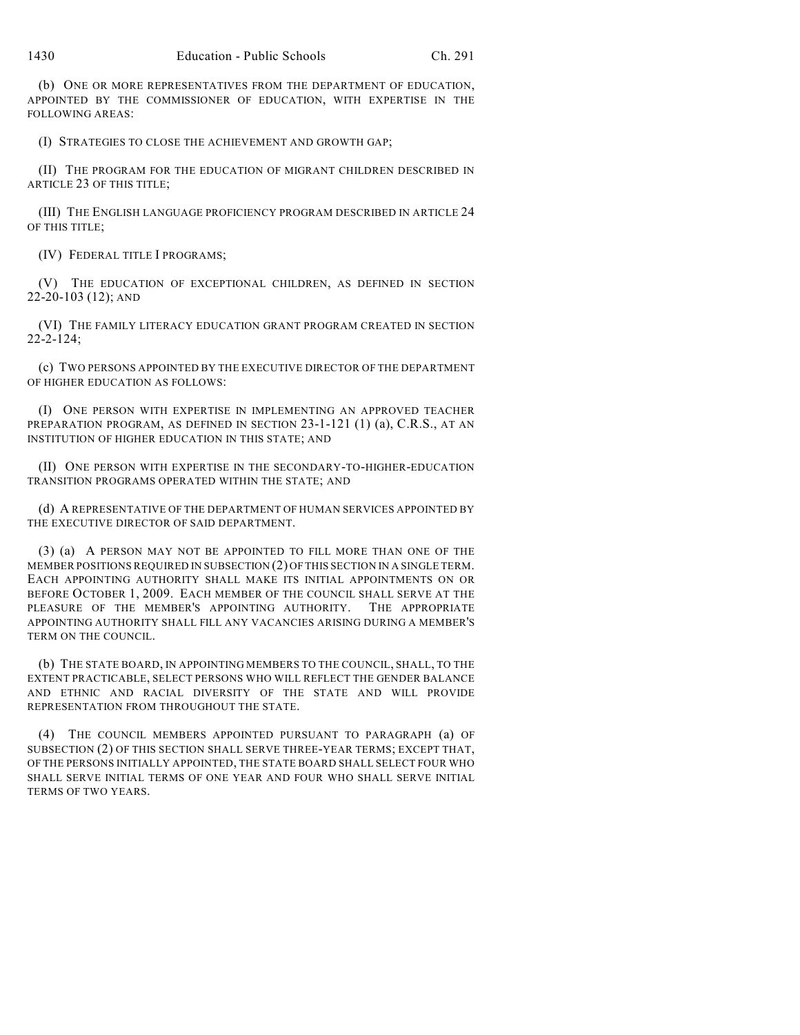(b) ONE OR MORE REPRESENTATIVES FROM THE DEPARTMENT OF EDUCATION, APPOINTED BY THE COMMISSIONER OF EDUCATION, WITH EXPERTISE IN THE FOLLOWING AREAS:

(I) STRATEGIES TO CLOSE THE ACHIEVEMENT AND GROWTH GAP;

(II) THE PROGRAM FOR THE EDUCATION OF MIGRANT CHILDREN DESCRIBED IN ARTICLE 23 OF THIS TITLE;

(III) THE ENGLISH LANGUAGE PROFICIENCY PROGRAM DESCRIBED IN ARTICLE 24 OF THIS TITLE;

(IV) FEDERAL TITLE I PROGRAMS;

(V) THE EDUCATION OF EXCEPTIONAL CHILDREN, AS DEFINED IN SECTION 22-20-103 (12); AND

(VI) THE FAMILY LITERACY EDUCATION GRANT PROGRAM CREATED IN SECTION 22-2-124;

(c) TWO PERSONS APPOINTED BY THE EXECUTIVE DIRECTOR OF THE DEPARTMENT OF HIGHER EDUCATION AS FOLLOWS:

(I) ONE PERSON WITH EXPERTISE IN IMPLEMENTING AN APPROVED TEACHER PREPARATION PROGRAM, AS DEFINED IN SECTION 23-1-121 (1) (a), C.R.S., AT AN INSTITUTION OF HIGHER EDUCATION IN THIS STATE; AND

(II) ONE PERSON WITH EXPERTISE IN THE SECONDARY-TO-HIGHER-EDUCATION TRANSITION PROGRAMS OPERATED WITHIN THE STATE; AND

(d) A REPRESENTATIVE OF THE DEPARTMENT OF HUMAN SERVICES APPOINTED BY THE EXECUTIVE DIRECTOR OF SAID DEPARTMENT.

(3) (a) A PERSON MAY NOT BE APPOINTED TO FILL MORE THAN ONE OF THE MEMBER POSITIONS REQUIRED IN SUBSECTION (2) OF THIS SECTION IN A SINGLE TERM. EACH APPOINTING AUTHORITY SHALL MAKE ITS INITIAL APPOINTMENTS ON OR BEFORE OCTOBER 1, 2009. EACH MEMBER OF THE COUNCIL SHALL SERVE AT THE PLEASURE OF THE MEMBER'S APPOINTING AUTHORITY. THE APPROPRIATE APPOINTING AUTHORITY SHALL FILL ANY VACANCIES ARISING DURING A MEMBER'S TERM ON THE COUNCIL.

(b) THE STATE BOARD, IN APPOINTING MEMBERS TO THE COUNCIL, SHALL, TO THE EXTENT PRACTICABLE, SELECT PERSONS WHO WILL REFLECT THE GENDER BALANCE AND ETHNIC AND RACIAL DIVERSITY OF THE STATE AND WILL PROVIDE REPRESENTATION FROM THROUGHOUT THE STATE.

(4) THE COUNCIL MEMBERS APPOINTED PURSUANT TO PARAGRAPH (a) OF SUBSECTION (2) OF THIS SECTION SHALL SERVE THREE-YEAR TERMS; EXCEPT THAT, OF THE PERSONS INITIALLY APPOINTED, THE STATE BOARD SHALL SELECT FOUR WHO SHALL SERVE INITIAL TERMS OF ONE YEAR AND FOUR WHO SHALL SERVE INITIAL TERMS OF TWO YEARS.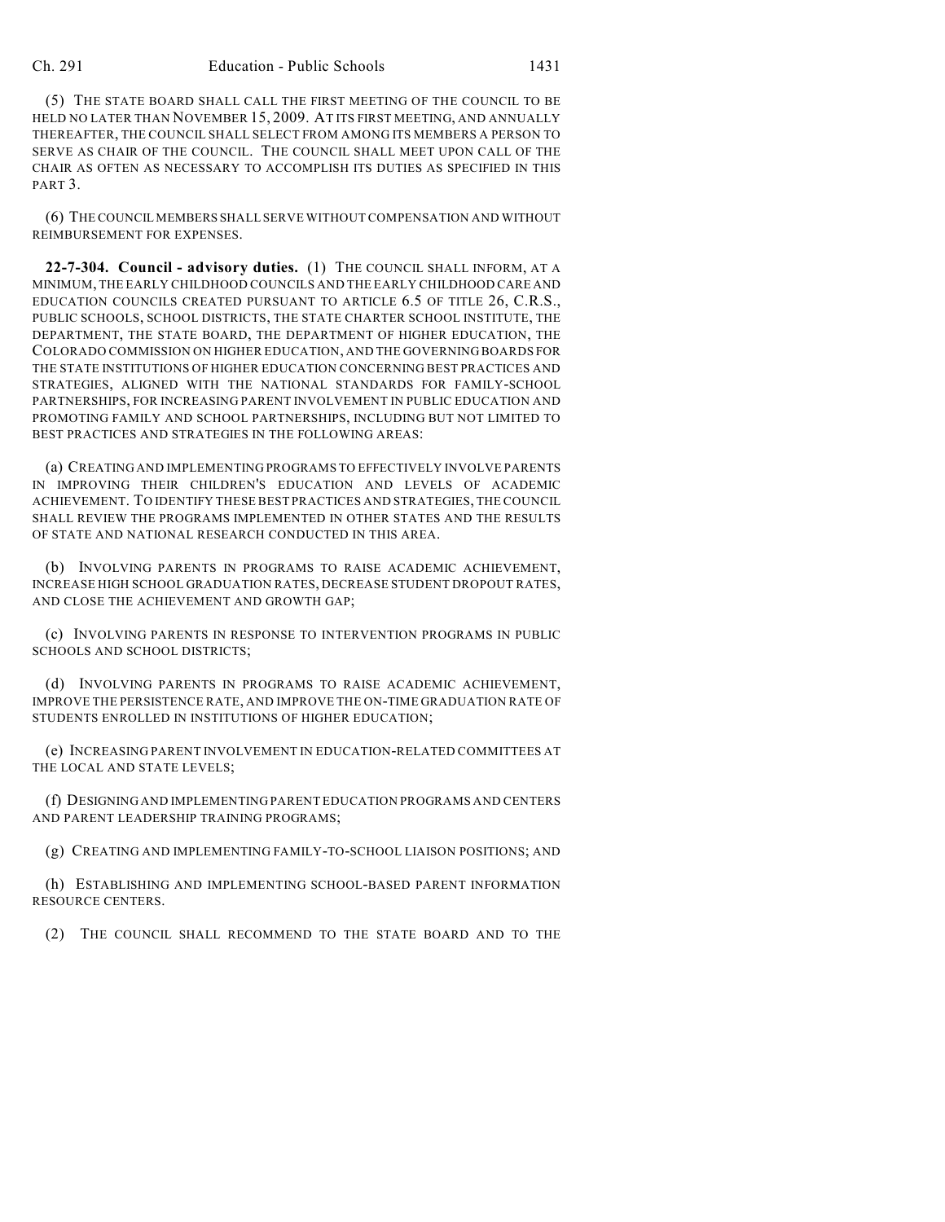(5) THE STATE BOARD SHALL CALL THE FIRST MEETING OF THE COUNCIL TO BE HELD NO LATER THAN NOVEMBER 15, 2009. AT ITS FIRST MEETING, AND ANNUALLY THEREAFTER, THE COUNCIL SHALL SELECT FROM AMONG ITS MEMBERS A PERSON TO SERVE AS CHAIR OF THE COUNCIL. THE COUNCIL SHALL MEET UPON CALL OF THE CHAIR AS OFTEN AS NECESSARY TO ACCOMPLISH ITS DUTIES AS SPECIFIED IN THIS PART 3.

(6) THE COUNCIL MEMBERS SHALL SERVE WITHOUT COMPENSATION AND WITHOUT REIMBURSEMENT FOR EXPENSES.

**22-7-304. Council - advisory duties.** (1) THE COUNCIL SHALL INFORM, AT A MINIMUM, THE EARLY CHILDHOOD COUNCILS AND THE EARLY CHILDHOOD CARE AND EDUCATION COUNCILS CREATED PURSUANT TO ARTICLE 6.5 OF TITLE 26, C.R.S., PUBLIC SCHOOLS, SCHOOL DISTRICTS, THE STATE CHARTER SCHOOL INSTITUTE, THE DEPARTMENT, THE STATE BOARD, THE DEPARTMENT OF HIGHER EDUCATION, THE COLORADO COMMISSION ON HIGHER EDUCATION, AND THE GOVERNING BOARDS FOR THE STATE INSTITUTIONS OF HIGHER EDUCATION CONCERNING BEST PRACTICES AND STRATEGIES, ALIGNED WITH THE NATIONAL STANDARDS FOR FAMILY-SCHOOL PARTNERSHIPS, FOR INCREASING PARENT INVOLVEMENT IN PUBLIC EDUCATION AND PROMOTING FAMILY AND SCHOOL PARTNERSHIPS, INCLUDING BUT NOT LIMITED TO BEST PRACTICES AND STRATEGIES IN THE FOLLOWING AREAS:

(a) CREATING AND IMPLEMENTING PROGRAMS TO EFFECTIVELY INVOLVE PARENTS IN IMPROVING THEIR CHILDREN'S EDUCATION AND LEVELS OF ACADEMIC ACHIEVEMENT. TO IDENTIFY THESE BEST PRACTICES AND STRATEGIES, THE COUNCIL SHALL REVIEW THE PROGRAMS IMPLEMENTED IN OTHER STATES AND THE RESULTS OF STATE AND NATIONAL RESEARCH CONDUCTED IN THIS AREA.

(b) INVOLVING PARENTS IN PROGRAMS TO RAISE ACADEMIC ACHIEVEMENT, INCREASE HIGH SCHOOL GRADUATION RATES, DECREASE STUDENT DROPOUT RATES, AND CLOSE THE ACHIEVEMENT AND GROWTH GAP;

(c) INVOLVING PARENTS IN RESPONSE TO INTERVENTION PROGRAMS IN PUBLIC SCHOOLS AND SCHOOL DISTRICTS;

(d) INVOLVING PARENTS IN PROGRAMS TO RAISE ACADEMIC ACHIEVEMENT, IMPROVE THE PERSISTENCE RATE, AND IMPROVE THE ON-TIME GRADUATION RATE OF STUDENTS ENROLLED IN INSTITUTIONS OF HIGHER EDUCATION;

(e) INCREASING PARENT INVOLVEMENT IN EDUCATION-RELATED COMMITTEES AT THE LOCAL AND STATE LEVELS;

(f) DESIGNING AND IMPLEMENTING PARENT EDUCATION PROGRAMS AND CENTERS AND PARENT LEADERSHIP TRAINING PROGRAMS;

(g) CREATING AND IMPLEMENTING FAMILY-TO-SCHOOL LIAISON POSITIONS; AND

(h) ESTABLISHING AND IMPLEMENTING SCHOOL-BASED PARENT INFORMATION RESOURCE CENTERS.

(2) THE COUNCIL SHALL RECOMMEND TO THE STATE BOARD AND TO THE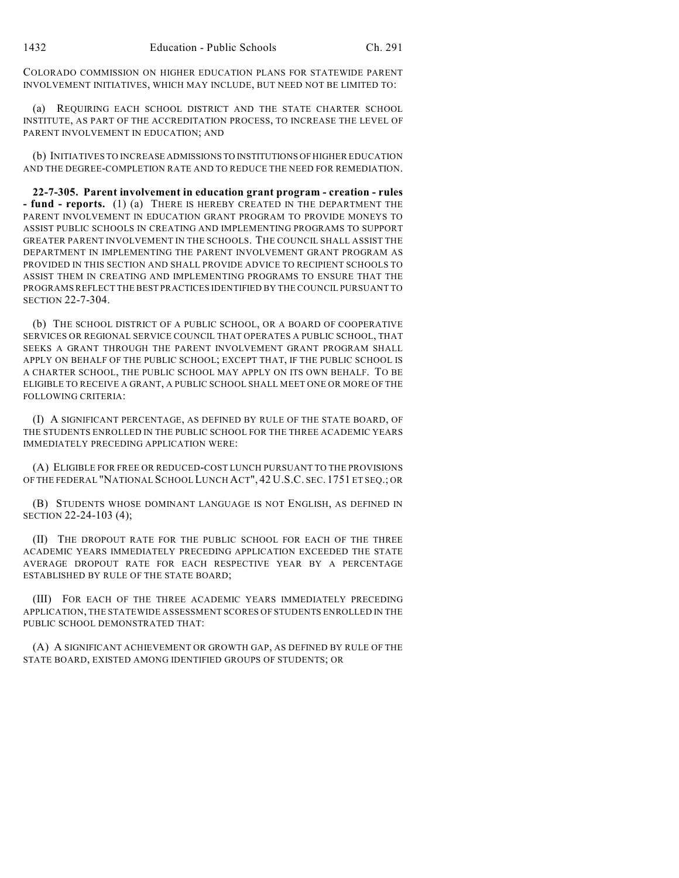COLORADO COMMISSION ON HIGHER EDUCATION PLANS FOR STATEWIDE PARENT INVOLVEMENT INITIATIVES, WHICH MAY INCLUDE, BUT NEED NOT BE LIMITED TO:

(a) REQUIRING EACH SCHOOL DISTRICT AND THE STATE CHARTER SCHOOL INSTITUTE, AS PART OF THE ACCREDITATION PROCESS, TO INCREASE THE LEVEL OF PARENT INVOLVEMENT IN EDUCATION; AND

(b) INITIATIVES TO INCREASE ADMISSIONS TO INSTITUTIONS OF HIGHER EDUCATION AND THE DEGREE-COMPLETION RATE AND TO REDUCE THE NEED FOR REMEDIATION.

**22-7-305. Parent involvement in education grant program - creation - rules - fund - reports.** (1) (a) THERE IS HEREBY CREATED IN THE DEPARTMENT THE PARENT INVOLVEMENT IN EDUCATION GRANT PROGRAM TO PROVIDE MONEYS TO ASSIST PUBLIC SCHOOLS IN CREATING AND IMPLEMENTING PROGRAMS TO SUPPORT GREATER PARENT INVOLVEMENT IN THE SCHOOLS. THE COUNCIL SHALL ASSIST THE DEPARTMENT IN IMPLEMENTING THE PARENT INVOLVEMENT GRANT PROGRAM AS PROVIDED IN THIS SECTION AND SHALL PROVIDE ADVICE TO RECIPIENT SCHOOLS TO ASSIST THEM IN CREATING AND IMPLEMENTING PROGRAMS TO ENSURE THAT THE PROGRAMS REFLECT THE BEST PRACTICES IDENTIFIED BY THE COUNCIL PURSUANT TO SECTION 22-7-304.

(b) THE SCHOOL DISTRICT OF A PUBLIC SCHOOL, OR A BOARD OF COOPERATIVE SERVICES OR REGIONAL SERVICE COUNCIL THAT OPERATES A PUBLIC SCHOOL, THAT SEEKS A GRANT THROUGH THE PARENT INVOLVEMENT GRANT PROGRAM SHALL APPLY ON BEHALF OF THE PUBLIC SCHOOL; EXCEPT THAT, IF THE PUBLIC SCHOOL IS A CHARTER SCHOOL, THE PUBLIC SCHOOL MAY APPLY ON ITS OWN BEHALF. TO BE ELIGIBLE TO RECEIVE A GRANT, A PUBLIC SCHOOL SHALL MEET ONE OR MORE OF THE FOLLOWING CRITERIA:

(I) A SIGNIFICANT PERCENTAGE, AS DEFINED BY RULE OF THE STATE BOARD, OF THE STUDENTS ENROLLED IN THE PUBLIC SCHOOL FOR THE THREE ACADEMIC YEARS IMMEDIATELY PRECEDING APPLICATION WERE:

(A) ELIGIBLE FOR FREE OR REDUCED-COST LUNCH PURSUANT TO THE PROVISIONS OF THE FEDERAL "NATIONAL SCHOOL LUNCH ACT", 42 U.S.C. SEC. 1751 ET SEQ.; OR

(B) STUDENTS WHOSE DOMINANT LANGUAGE IS NOT ENGLISH, AS DEFINED IN SECTION 22-24-103 (4);

(II) THE DROPOUT RATE FOR THE PUBLIC SCHOOL FOR EACH OF THE THREE ACADEMIC YEARS IMMEDIATELY PRECEDING APPLICATION EXCEEDED THE STATE AVERAGE DROPOUT RATE FOR EACH RESPECTIVE YEAR BY A PERCENTAGE ESTABLISHED BY RULE OF THE STATE BOARD;

(III) FOR EACH OF THE THREE ACADEMIC YEARS IMMEDIATELY PRECEDING APPLICATION, THE STATEWIDE ASSESSMENT SCORES OF STUDENTS ENROLLED IN THE PUBLIC SCHOOL DEMONSTRATED THAT:

(A) A SIGNIFICANT ACHIEVEMENT OR GROWTH GAP, AS DEFINED BY RULE OF THE STATE BOARD, EXISTED AMONG IDENTIFIED GROUPS OF STUDENTS; OR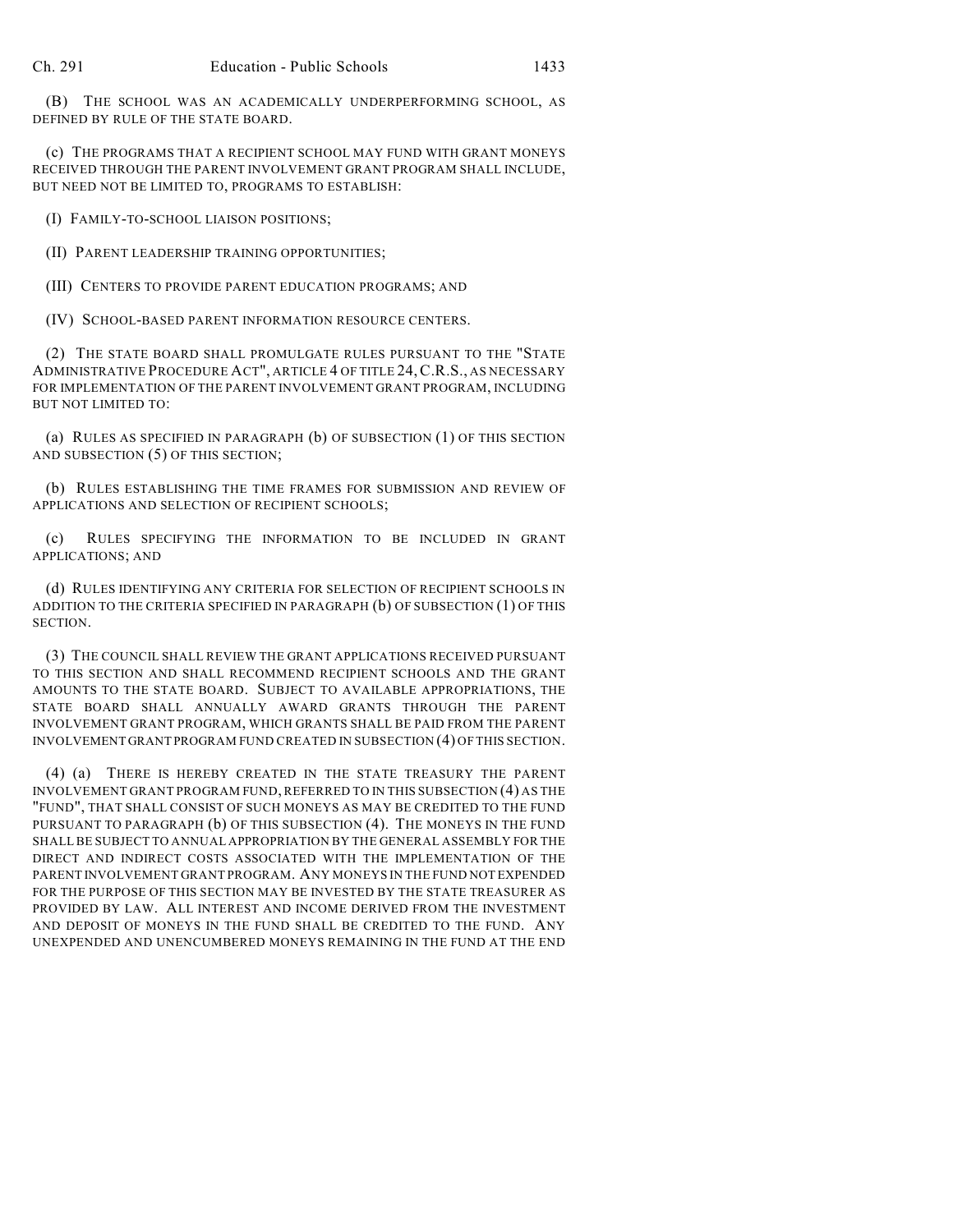(B) THE SCHOOL WAS AN ACADEMICALLY UNDERPERFORMING SCHOOL, AS DEFINED BY RULE OF THE STATE BOARD.

(c) THE PROGRAMS THAT A RECIPIENT SCHOOL MAY FUND WITH GRANT MONEYS RECEIVED THROUGH THE PARENT INVOLVEMENT GRANT PROGRAM SHALL INCLUDE, BUT NEED NOT BE LIMITED TO, PROGRAMS TO ESTABLISH:

(I) FAMILY-TO-SCHOOL LIAISON POSITIONS;

(II) PARENT LEADERSHIP TRAINING OPPORTUNITIES;

(III) CENTERS TO PROVIDE PARENT EDUCATION PROGRAMS; AND

(IV) SCHOOL-BASED PARENT INFORMATION RESOURCE CENTERS.

(2) THE STATE BOARD SHALL PROMULGATE RULES PURSUANT TO THE "STATE ADMINISTRATIVE PROCEDURE ACT", ARTICLE 4 OF TITLE 24, C.R.S., AS NECESSARY FOR IMPLEMENTATION OF THE PARENT INVOLVEMENT GRANT PROGRAM, INCLUDING BUT NOT LIMITED TO:

(a) RULES AS SPECIFIED IN PARAGRAPH (b) OF SUBSECTION (1) OF THIS SECTION AND SUBSECTION (5) OF THIS SECTION;

(b) RULES ESTABLISHING THE TIME FRAMES FOR SUBMISSION AND REVIEW OF APPLICATIONS AND SELECTION OF RECIPIENT SCHOOLS;

(c) RULES SPECIFYING THE INFORMATION TO BE INCLUDED IN GRANT APPLICATIONS; AND

(d) RULES IDENTIFYING ANY CRITERIA FOR SELECTION OF RECIPIENT SCHOOLS IN ADDITION TO THE CRITERIA SPECIFIED IN PARAGRAPH (b) OF SUBSECTION (1) OF THIS SECTION.

(3) THE COUNCIL SHALL REVIEW THE GRANT APPLICATIONS RECEIVED PURSUANT TO THIS SECTION AND SHALL RECOMMEND RECIPIENT SCHOOLS AND THE GRANT AMOUNTS TO THE STATE BOARD. SUBJECT TO AVAILABLE APPROPRIATIONS, THE STATE BOARD SHALL ANNUALLY AWARD GRANTS THROUGH THE PARENT INVOLVEMENT GRANT PROGRAM, WHICH GRANTS SHALL BE PAID FROM THE PARENT INVOLVEMENT GRANT PROGRAM FUND CREATED IN SUBSECTION (4) OF THIS SECTION.

(4) (a) THERE IS HEREBY CREATED IN THE STATE TREASURY THE PARENT INVOLVEMENT GRANT PROGRAM FUND, REFERRED TO IN THIS SUBSECTION (4) AS THE "FUND", THAT SHALL CONSIST OF SUCH MONEYS AS MAY BE CREDITED TO THE FUND PURSUANT TO PARAGRAPH (b) OF THIS SUBSECTION (4). THE MONEYS IN THE FUND SHALL BE SUBJECT TO ANNUAL APPROPRIATION BY THE GENERAL ASSEMBLY FOR THE DIRECT AND INDIRECT COSTS ASSOCIATED WITH THE IMPLEMENTATION OF THE PARENT INVOLVEMENT GRANT PROGRAM. ANY MONEYS IN THE FUND NOT EXPENDED FOR THE PURPOSE OF THIS SECTION MAY BE INVESTED BY THE STATE TREASURER AS PROVIDED BY LAW. ALL INTEREST AND INCOME DERIVED FROM THE INVESTMENT AND DEPOSIT OF MONEYS IN THE FUND SHALL BE CREDITED TO THE FUND. ANY UNEXPENDED AND UNENCUMBERED MONEYS REMAINING IN THE FUND AT THE END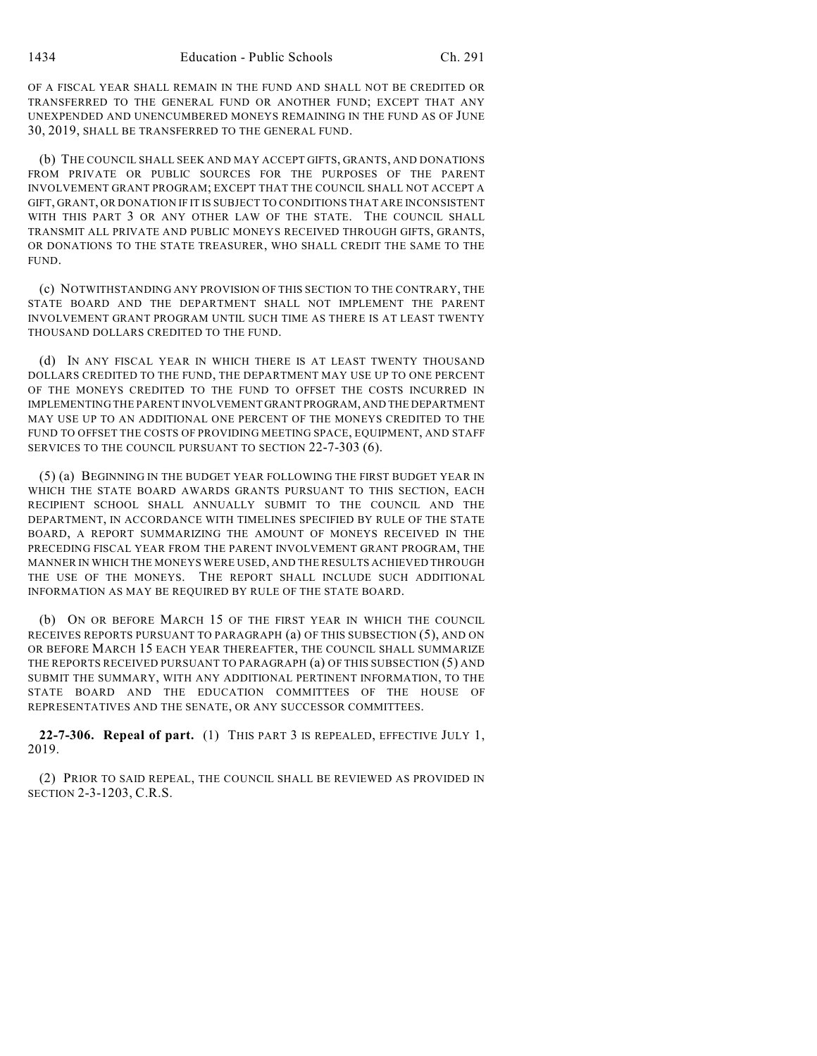OF A FISCAL YEAR SHALL REMAIN IN THE FUND AND SHALL NOT BE CREDITED OR TRANSFERRED TO THE GENERAL FUND OR ANOTHER FUND; EXCEPT THAT ANY UNEXPENDED AND UNENCUMBERED MONEYS REMAINING IN THE FUND AS OF JUNE 30, 2019, SHALL BE TRANSFERRED TO THE GENERAL FUND.

(b) THE COUNCIL SHALL SEEK AND MAY ACCEPT GIFTS, GRANTS, AND DONATIONS FROM PRIVATE OR PUBLIC SOURCES FOR THE PURPOSES OF THE PARENT INVOLVEMENT GRANT PROGRAM; EXCEPT THAT THE COUNCIL SHALL NOT ACCEPT A GIFT, GRANT, OR DONATION IF IT IS SUBJECT TO CONDITIONS THAT ARE INCONSISTENT WITH THIS PART 3 OR ANY OTHER LAW OF THE STATE. THE COUNCIL SHALL TRANSMIT ALL PRIVATE AND PUBLIC MONEYS RECEIVED THROUGH GIFTS, GRANTS, OR DONATIONS TO THE STATE TREASURER, WHO SHALL CREDIT THE SAME TO THE FUND.

(c) NOTWITHSTANDING ANY PROVISION OF THIS SECTION TO THE CONTRARY, THE STATE BOARD AND THE DEPARTMENT SHALL NOT IMPLEMENT THE PARENT INVOLVEMENT GRANT PROGRAM UNTIL SUCH TIME AS THERE IS AT LEAST TWENTY THOUSAND DOLLARS CREDITED TO THE FUND.

(d) IN ANY FISCAL YEAR IN WHICH THERE IS AT LEAST TWENTY THOUSAND DOLLARS CREDITED TO THE FUND, THE DEPARTMENT MAY USE UP TO ONE PERCENT OF THE MONEYS CREDITED TO THE FUND TO OFFSET THE COSTS INCURRED IN IMPLEMENTING THE PARENT INVOLVEMENT GRANT PROGRAM, AND THE DEPARTMENT MAY USE UP TO AN ADDITIONAL ONE PERCENT OF THE MONEYS CREDITED TO THE FUND TO OFFSET THE COSTS OF PROVIDING MEETING SPACE, EQUIPMENT, AND STAFF SERVICES TO THE COUNCIL PURSUANT TO SECTION 22-7-303 (6).

(5) (a) BEGINNING IN THE BUDGET YEAR FOLLOWING THE FIRST BUDGET YEAR IN WHICH THE STATE BOARD AWARDS GRANTS PURSUANT TO THIS SECTION, EACH RECIPIENT SCHOOL SHALL ANNUALLY SUBMIT TO THE COUNCIL AND THE DEPARTMENT, IN ACCORDANCE WITH TIMELINES SPECIFIED BY RULE OF THE STATE BOARD, A REPORT SUMMARIZING THE AMOUNT OF MONEYS RECEIVED IN THE PRECEDING FISCAL YEAR FROM THE PARENT INVOLVEMENT GRANT PROGRAM, THE MANNER IN WHICH THE MONEYS WERE USED, AND THE RESULTS ACHIEVED THROUGH THE USE OF THE MONEYS. THE REPORT SHALL INCLUDE SUCH ADDITIONAL INFORMATION AS MAY BE REQUIRED BY RULE OF THE STATE BOARD.

(b) ON OR BEFORE MARCH 15 OF THE FIRST YEAR IN WHICH THE COUNCIL RECEIVES REPORTS PURSUANT TO PARAGRAPH (a) OF THIS SUBSECTION (5), AND ON OR BEFORE MARCH 15 EACH YEAR THEREAFTER, THE COUNCIL SHALL SUMMARIZE THE REPORTS RECEIVED PURSUANT TO PARAGRAPH (a) OF THIS SUBSECTION (5) AND SUBMIT THE SUMMARY, WITH ANY ADDITIONAL PERTINENT INFORMATION, TO THE STATE BOARD AND THE EDUCATION COMMITTEES OF THE HOUSE OF REPRESENTATIVES AND THE SENATE, OR ANY SUCCESSOR COMMITTEES.

**22-7-306. Repeal of part.** (1) THIS PART 3 IS REPEALED, EFFECTIVE JULY 1, 2019.

(2) PRIOR TO SAID REPEAL, THE COUNCIL SHALL BE REVIEWED AS PROVIDED IN SECTION 2-3-1203, C.R.S.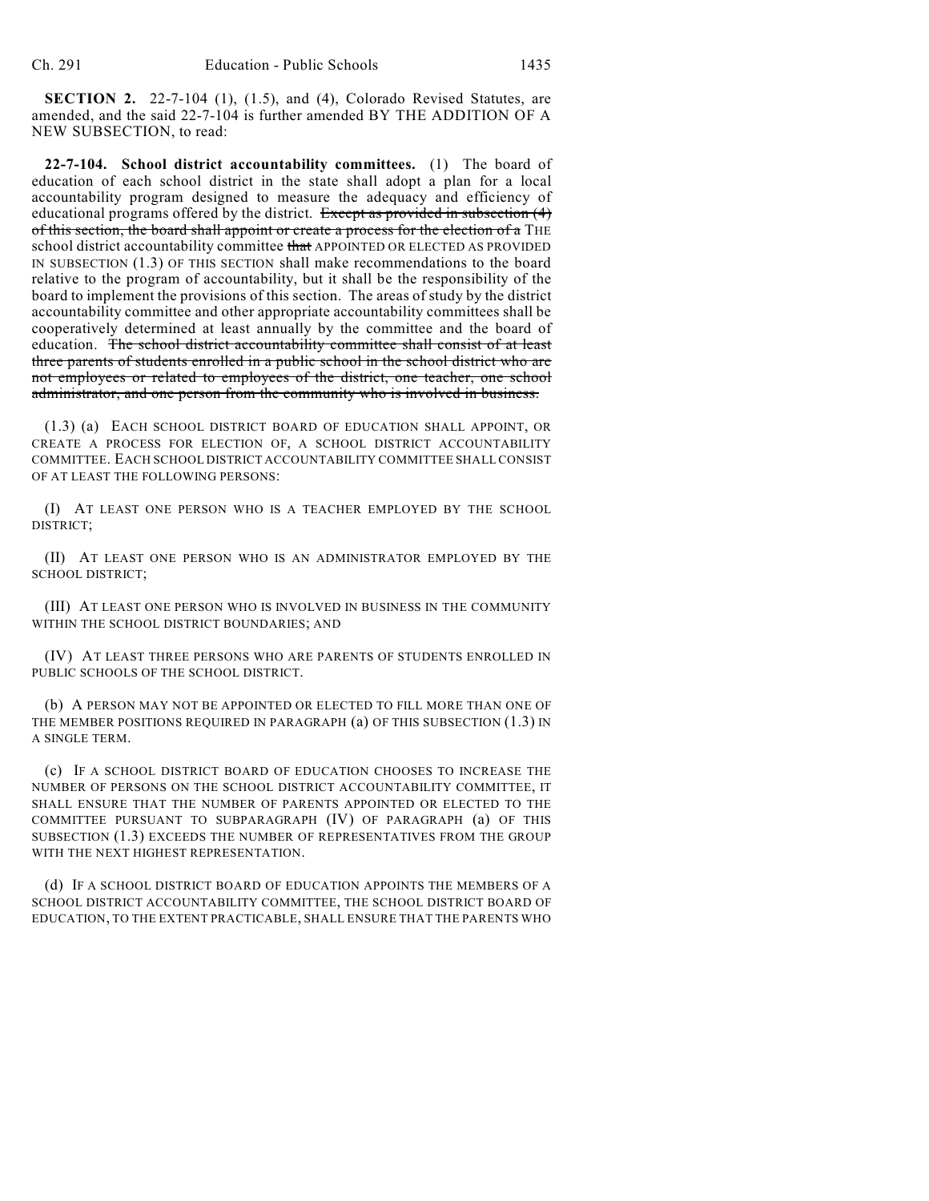**SECTION 2.** 22-7-104 (1), (1.5), and (4), Colorado Revised Statutes, are amended, and the said 22-7-104 is further amended BY THE ADDITION OF A NEW SUBSECTION, to read:

**22-7-104. School district accountability committees.** (1) The board of education of each school district in the state shall adopt a plan for a local accountability program designed to measure the adequacy and efficiency of educational programs offered by the district. ~~Except as provided in subsection (4) of this section, the board shall appoint or create a process for the election of a~~ THE school district accountability committee ~~that~~ APPOINTED OR ELECTED AS PROVIDED IN SUBSECTION (1.3) OF THIS SECTION shall make recommendations to the board relative to the program of accountability, but it shall be the responsibility of the board to implement the provisions of this section. The areas of study by the district accountability committee and other appropriate accountability committees shall be cooperatively determined at least annually by the committee and the board of education. ~~The school district accountability committee shall consist of at least three parents of students enrolled in a public school in the school district who are not employees or related to employees of the district, one teacher, one school administrator, and one person from the community who is involved in business.~~

(1.3) (a) EACH SCHOOL DISTRICT BOARD OF EDUCATION SHALL APPOINT, OR CREATE A PROCESS FOR ELECTION OF, A SCHOOL DISTRICT ACCOUNTABILITY COMMITTEE. EACH SCHOOL DISTRICT ACCOUNTABILITY COMMITTEE SHALL CONSIST OF AT LEAST THE FOLLOWING PERSONS:

(I) AT LEAST ONE PERSON WHO IS A TEACHER EMPLOYED BY THE SCHOOL DISTRICT;

(II) AT LEAST ONE PERSON WHO IS AN ADMINISTRATOR EMPLOYED BY THE SCHOOL DISTRICT;

(III) AT LEAST ONE PERSON WHO IS INVOLVED IN BUSINESS IN THE COMMUNITY WITHIN THE SCHOOL DISTRICT BOUNDARIES; AND

(IV) AT LEAST THREE PERSONS WHO ARE PARENTS OF STUDENTS ENROLLED IN PUBLIC SCHOOLS OF THE SCHOOL DISTRICT.

(b) A PERSON MAY NOT BE APPOINTED OR ELECTED TO FILL MORE THAN ONE OF THE MEMBER POSITIONS REQUIRED IN PARAGRAPH (a) OF THIS SUBSECTION (1.3) IN A SINGLE TERM.

(c) IF A SCHOOL DISTRICT BOARD OF EDUCATION CHOOSES TO INCREASE THE NUMBER OF PERSONS ON THE SCHOOL DISTRICT ACCOUNTABILITY COMMITTEE, IT SHALL ENSURE THAT THE NUMBER OF PARENTS APPOINTED OR ELECTED TO THE COMMITTEE PURSUANT TO SUBPARAGRAPH (IV) OF PARAGRAPH (a) OF THIS SUBSECTION (1.3) EXCEEDS THE NUMBER OF REPRESENTATIVES FROM THE GROUP WITH THE NEXT HIGHEST REPRESENTATION.

(d) IF A SCHOOL DISTRICT BOARD OF EDUCATION APPOINTS THE MEMBERS OF A SCHOOL DISTRICT ACCOUNTABILITY COMMITTEE, THE SCHOOL DISTRICT BOARD OF EDUCATION, TO THE EXTENT PRACTICABLE, SHALL ENSURE THAT THE PARENTS WHO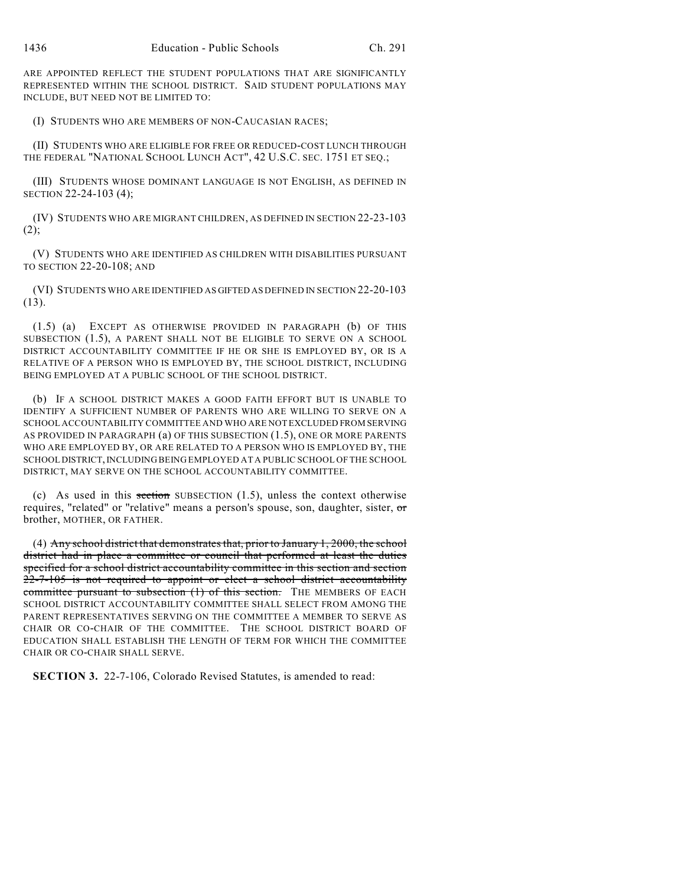ARE APPOINTED REFLECT THE STUDENT POPULATIONS THAT ARE SIGNIFICANTLY REPRESENTED WITHIN THE SCHOOL DISTRICT. SAID STUDENT POPULATIONS MAY INCLUDE, BUT NEED NOT BE LIMITED TO:

(I) STUDENTS WHO ARE MEMBERS OF NON-CAUCASIAN RACES;

(II) STUDENTS WHO ARE ELIGIBLE FOR FREE OR REDUCED-COST LUNCH THROUGH THE FEDERAL "NATIONAL SCHOOL LUNCH ACT", 42 U.S.C. SEC. 1751 ET SEQ.;

(III) STUDENTS WHOSE DOMINANT LANGUAGE IS NOT ENGLISH, AS DEFINED IN SECTION 22-24-103 (4);

(IV) STUDENTS WHO ARE MIGRANT CHILDREN, AS DEFINED IN SECTION 22-23-103 (2);

(V) STUDENTS WHO ARE IDENTIFIED AS CHILDREN WITH DISABILITIES PURSUANT TO SECTION 22-20-108; AND

(VI) STUDENTS WHO ARE IDENTIFIED AS GIFTED AS DEFINED IN SECTION 22-20-103 (13).

(1.5) (a) EXCEPT AS OTHERWISE PROVIDED IN PARAGRAPH (b) OF THIS SUBSECTION (1.5), A PARENT SHALL NOT BE ELIGIBLE TO SERVE ON A SCHOOL DISTRICT ACCOUNTABILITY COMMITTEE IF HE OR SHE IS EMPLOYED BY, OR IS A RELATIVE OF A PERSON WHO IS EMPLOYED BY, THE SCHOOL DISTRICT, INCLUDING BEING EMPLOYED AT A PUBLIC SCHOOL OF THE SCHOOL DISTRICT.

(b) IF A SCHOOL DISTRICT MAKES A GOOD FAITH EFFORT BUT IS UNABLE TO IDENTIFY A SUFFICIENT NUMBER OF PARENTS WHO ARE WILLING TO SERVE ON A SCHOOL ACCOUNTABILITY COMMITTEE AND WHO ARE NOT EXCLUDED FROM SERVING AS PROVIDED IN PARAGRAPH (a) OF THIS SUBSECTION (1.5), ONE OR MORE PARENTS WHO ARE EMPLOYED BY, OR ARE RELATED TO A PERSON WHO IS EMPLOYED BY, THE SCHOOL DISTRICT, INCLUDING BEING EMPLOYED AT A PUBLIC SCHOOL OF THE SCHOOL DISTRICT, MAY SERVE ON THE SCHOOL ACCOUNTABILITY COMMITTEE.

(c) As used in this ~~section~~ SUBSECTION (1.5), unless the context otherwise requires, "related" or "relative" means a person's spouse, son, daughter, sister, ~~or~~ brother, MOTHER, OR FATHER.

(4) ~~Any school district that demonstrates that, prior to January 1, 2000, the school district had in place a committee or council that performed at least the duties specified for a school district accountability committee in this section and section 22-7-105 is not required to appoint or elect a school district accountability committee pursuant to subsection (1) of this section.~~ THE MEMBERS OF EACH SCHOOL DISTRICT ACCOUNTABILITY COMMITTEE SHALL SELECT FROM AMONG THE PARENT REPRESENTATIVES SERVING ON THE COMMITTEE A MEMBER TO SERVE AS CHAIR OR CO-CHAIR OF THE COMMITTEE. THE SCHOOL DISTRICT BOARD OF EDUCATION SHALL ESTABLISH THE LENGTH OF TERM FOR WHICH THE COMMITTEE CHAIR OR CO-CHAIR SHALL SERVE.

**SECTION 3.** 22-7-106, Colorado Revised Statutes, is amended to read: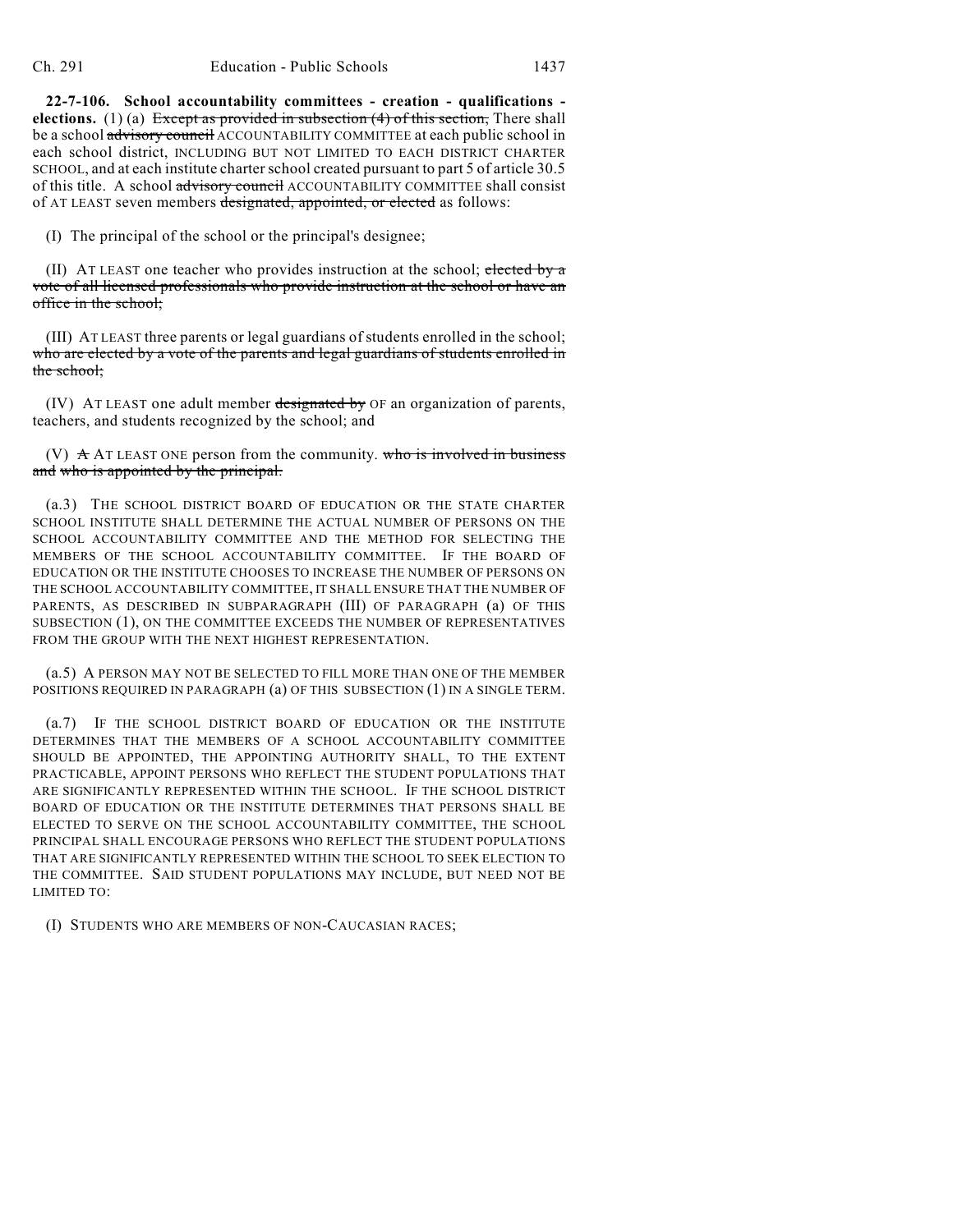**22-7-106. School accountability committees - creation - qualifications - elections.** (1) (a) ~~Except as provided in subsection (4) of this section,~~ There shall be a school ~~advisory council~~ ACCOUNTABILITY COMMITTEE at each public school in each school district, INCLUDING BUT NOT LIMITED TO EACH DISTRICT CHARTER SCHOOL, and at each institute charter school created pursuant to part 5 of article 30.5 of this title. A school ~~advisory council~~ ACCOUNTABILITY COMMITTEE shall consist of AT LEAST seven members ~~designated, appointed, or elected~~ as follows:

(I) The principal of the school or the principal's designee;

(II) AT LEAST one teacher who provides instruction at the school; ~~elected by a vote of all licensed professionals who provide instruction at the school or have an office in the school;~~

(III) AT LEAST three parents or legal guardians of students enrolled in the school; ~~who are elected by a vote of the parents and legal guardians of students enrolled in the school;~~

(IV) AT LEAST one adult member ~~designated by~~ OF an organization of parents, teachers, and students recognized by the school; and

(V) ~~A~~ AT LEAST ONE person from the community. ~~who is involved in business and who is appointed by the principal.~~

(a.3) THE SCHOOL DISTRICT BOARD OF EDUCATION OR THE STATE CHARTER SCHOOL INSTITUTE SHALL DETERMINE THE ACTUAL NUMBER OF PERSONS ON THE SCHOOL ACCOUNTABILITY COMMITTEE AND THE METHOD FOR SELECTING THE MEMBERS OF THE SCHOOL ACCOUNTABILITY COMMITTEE. IF THE BOARD OF EDUCATION OR THE INSTITUTE CHOOSES TO INCREASE THE NUMBER OF PERSONS ON THE SCHOOL ACCOUNTABILITY COMMITTEE, IT SHALL ENSURE THAT THE NUMBER OF PARENTS, AS DESCRIBED IN SUBPARAGRAPH (III) OF PARAGRAPH (a) OF THIS SUBSECTION (1), ON THE COMMITTEE EXCEEDS THE NUMBER OF REPRESENTATIVES FROM THE GROUP WITH THE NEXT HIGHEST REPRESENTATION.

(a.5) A PERSON MAY NOT BE SELECTED TO FILL MORE THAN ONE OF THE MEMBER POSITIONS REQUIRED IN PARAGRAPH (a) OF THIS SUBSECTION (1) IN A SINGLE TERM.

(a.7) IF THE SCHOOL DISTRICT BOARD OF EDUCATION OR THE INSTITUTE DETERMINES THAT THE MEMBERS OF A SCHOOL ACCOUNTABILITY COMMITTEE SHOULD BE APPOINTED, THE APPOINTING AUTHORITY SHALL, TO THE EXTENT PRACTICABLE, APPOINT PERSONS WHO REFLECT THE STUDENT POPULATIONS THAT ARE SIGNIFICANTLY REPRESENTED WITHIN THE SCHOOL. IF THE SCHOOL DISTRICT BOARD OF EDUCATION OR THE INSTITUTE DETERMINES THAT PERSONS SHALL BE ELECTED TO SERVE ON THE SCHOOL ACCOUNTABILITY COMMITTEE, THE SCHOOL PRINCIPAL SHALL ENCOURAGE PERSONS WHO REFLECT THE STUDENT POPULATIONS THAT ARE SIGNIFICANTLY REPRESENTED WITHIN THE SCHOOL TO SEEK ELECTION TO THE COMMITTEE. SAID STUDENT POPULATIONS MAY INCLUDE, BUT NEED NOT BE LIMITED TO:

(I) STUDENTS WHO ARE MEMBERS OF NON-CAUCASIAN RACES;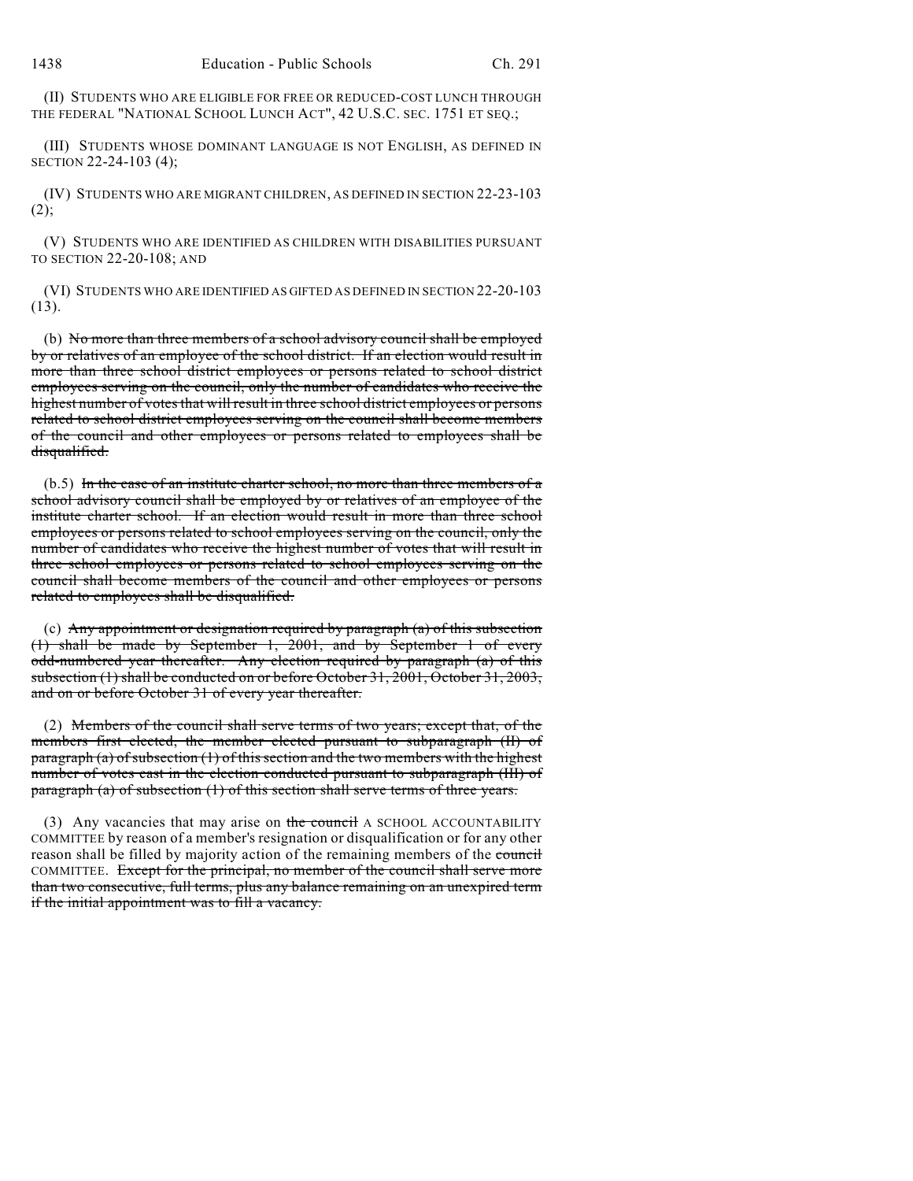(II) STUDENTS WHO ARE ELIGIBLE FOR FREE OR REDUCED-COST LUNCH THROUGH THE FEDERAL "NATIONAL SCHOOL LUNCH ACT", 42 U.S.C. SEC. 1751 ET SEQ.;

(III) STUDENTS WHOSE DOMINANT LANGUAGE IS NOT ENGLISH, AS DEFINED IN SECTION 22-24-103 (4);

(IV) STUDENTS WHO ARE MIGRANT CHILDREN, AS DEFINED IN SECTION 22-23-103 (2);

(V) STUDENTS WHO ARE IDENTIFIED AS CHILDREN WITH DISABILITIES PURSUANT TO SECTION 22-20-108; AND

(VI) STUDENTS WHO ARE IDENTIFIED AS GIFTED AS DEFINED IN SECTION 22-20-103 (13).

(b) ~~No more than three members of a school advisory council shall be employed by or relatives of an employee of the school district. If an election would result in more than three school district employees or persons related to school district employees serving on the council, only the number of candidates who receive the highest number of votes that will result in three school district employees or persons related to school district employees serving on the council shall become members of the council and other employees or persons related to employees shall be disqualified.~~

(b.5) ~~In the case of an institute charter school, no more than three members of a school advisory council shall be employed by or relatives of an employee of the institute charter school. If an election would result in more than three school employees or persons related to school employees serving on the council, only the number of candidates who receive the highest number of votes that will result in three school employees or persons related to school employees serving on the council shall become members of the council and other employees or persons related to employees shall be disqualified.~~

(c) ~~Any appointment or designation required by paragraph (a) of this subsection (1) shall be made by September 1, 2001, and by September 1 of every odd-numbered year thereafter. Any election required by paragraph (a) of this subsection (1) shall be conducted on or before October 31, 2001, October 31, 2003, and on or before October 31 of every year thereafter.~~

(2) ~~Members of the council shall serve terms of two years; except that, of the members first elected, the member elected pursuant to subparagraph (II) of paragraph (a) of subsection (1) of this section and the two members with the highest number of votes cast in the election conducted pursuant to subparagraph (III) of paragraph (a) of subsection (1) of this section shall serve terms of three years.~~

(3) Any vacancies that may arise on ~~the council~~ A SCHOOL ACCOUNTABILITY COMMITTEE by reason of a member's resignation or disqualification or for any other reason shall be filled by majority action of the remaining members of the ~~council~~ COMMITTEE. ~~Except for the principal, no member of the council shall serve more than two consecutive, full terms, plus any balance remaining on an unexpired term if the initial appointment was to fill a vacancy.~~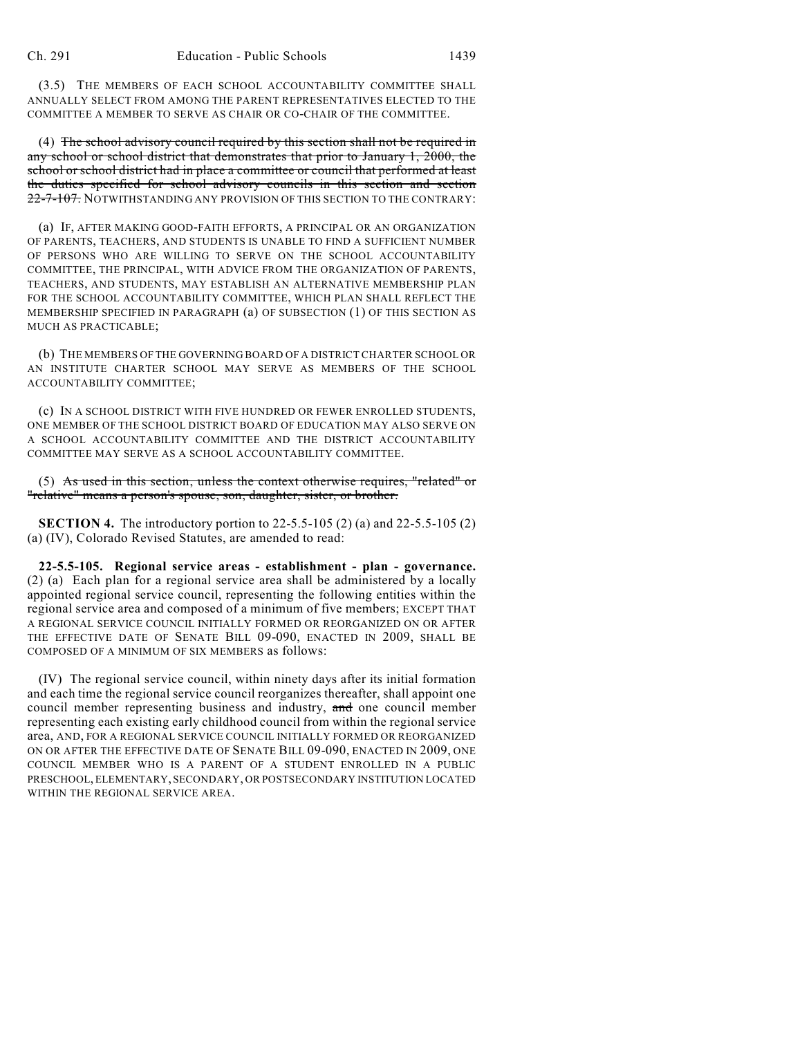(3.5) THE MEMBERS OF EACH SCHOOL ACCOUNTABILITY COMMITTEE SHALL ANNUALLY SELECT FROM AMONG THE PARENT REPRESENTATIVES ELECTED TO THE COMMITTEE A MEMBER TO SERVE AS CHAIR OR CO-CHAIR OF THE COMMITTEE.

(4) ~~The school advisory council required by this section shall not be required in any school or school district that demonstrates that prior to January 1, 2000, the school or school district had in place a committee or council that performed at least the duties specified for school advisory councils in this section and section 22-7-107.~~ NOTWITHSTANDING ANY PROVISION OF THIS SECTION TO THE CONTRARY:

(a) IF, AFTER MAKING GOOD-FAITH EFFORTS, A PRINCIPAL OR AN ORGANIZATION OF PARENTS, TEACHERS, AND STUDENTS IS UNABLE TO FIND A SUFFICIENT NUMBER OF PERSONS WHO ARE WILLING TO SERVE ON THE SCHOOL ACCOUNTABILITY COMMITTEE, THE PRINCIPAL, WITH ADVICE FROM THE ORGANIZATION OF PARENTS, TEACHERS, AND STUDENTS, MAY ESTABLISH AN ALTERNATIVE MEMBERSHIP PLAN FOR THE SCHOOL ACCOUNTABILITY COMMITTEE, WHICH PLAN SHALL REFLECT THE MEMBERSHIP SPECIFIED IN PARAGRAPH (a) OF SUBSECTION (1) OF THIS SECTION AS MUCH AS PRACTICABLE;

(b) THE MEMBERS OF THE GOVERNING BOARD OF A DISTRICT CHARTER SCHOOL OR AN INSTITUTE CHARTER SCHOOL MAY SERVE AS MEMBERS OF THE SCHOOL ACCOUNTABILITY COMMITTEE;

(c) IN A SCHOOL DISTRICT WITH FIVE HUNDRED OR FEWER ENROLLED STUDENTS, ONE MEMBER OF THE SCHOOL DISTRICT BOARD OF EDUCATION MAY ALSO SERVE ON A SCHOOL ACCOUNTABILITY COMMITTEE AND THE DISTRICT ACCOUNTABILITY COMMITTEE MAY SERVE AS A SCHOOL ACCOUNTABILITY COMMITTEE.

(5) ~~As used in this section, unless the context otherwise requires, "related" or "relative" means a person's spouse, son, daughter, sister, or brother.~~

**SECTION 4.** The introductory portion to 22-5.5-105 (2) (a) and 22-5.5-105 (2) (a) (IV), Colorado Revised Statutes, are amended to read:

**22-5.5-105. Regional service areas - establishment - plan - governance.** (2) (a) Each plan for a regional service area shall be administered by a locally appointed regional service council, representing the following entities within the regional service area and composed of a minimum of five members; EXCEPT THAT A REGIONAL SERVICE COUNCIL INITIALLY FORMED OR REORGANIZED ON OR AFTER THE EFFECTIVE DATE OF SENATE BILL 09-090, ENACTED IN 2009, SHALL BE COMPOSED OF A MINIMUM OF SIX MEMBERS as follows:

(IV) The regional service council, within ninety days after its initial formation and each time the regional service council reorganizes thereafter, shall appoint one council member representing business and industry, ~~and~~ one council member representing each existing early childhood council from within the regional service area, AND, FOR A REGIONAL SERVICE COUNCIL INITIALLY FORMED OR REORGANIZED ON OR AFTER THE EFFECTIVE DATE OF SENATE BILL 09-090, ENACTED IN 2009, ONE COUNCIL MEMBER WHO IS A PARENT OF A STUDENT ENROLLED IN A PUBLIC PRESCHOOL, ELEMENTARY, SECONDARY, OR POSTSECONDARY INSTITUTION LOCATED WITHIN THE REGIONAL SERVICE AREA.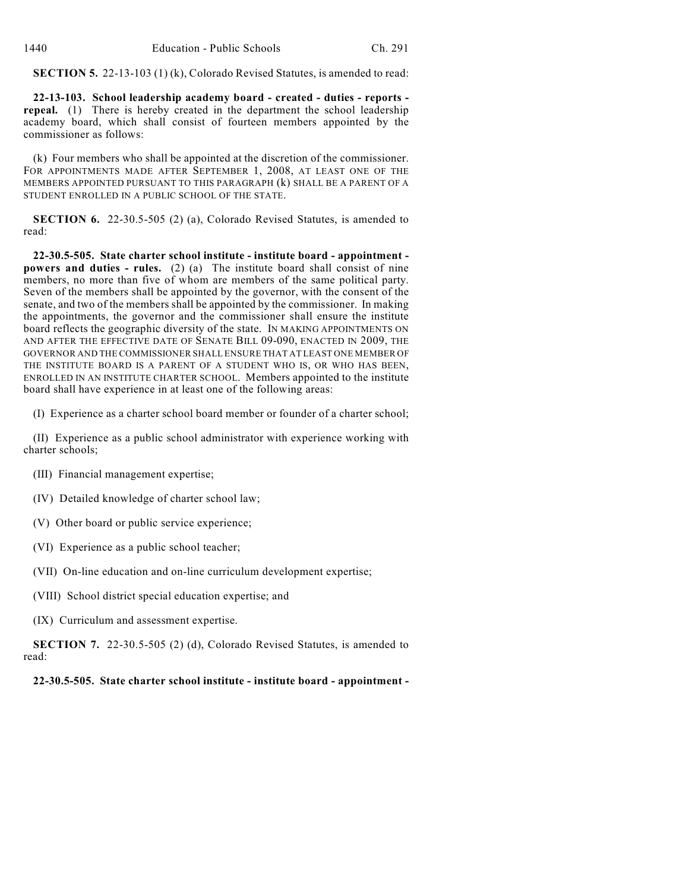**SECTION 5.** 22-13-103 (1) (k), Colorado Revised Statutes, is amended to read:

**22-13-103. School leadership academy board - created - duties - reports - repeal.** (1) There is hereby created in the department the school leadership academy board, which shall consist of fourteen members appointed by the commissioner as follows:

(k) Four members who shall be appointed at the discretion of the commissioner. FOR APPOINTMENTS MADE AFTER SEPTEMBER 1, 2008, AT LEAST ONE OF THE MEMBERS APPOINTED PURSUANT TO THIS PARAGRAPH (k) SHALL BE A PARENT OF A STUDENT ENROLLED IN A PUBLIC SCHOOL OF THE STATE.

**SECTION 6.** 22-30.5-505 (2) (a), Colorado Revised Statutes, is amended to read:

**22-30.5-505. State charter school institute - institute board - appointment - powers and duties - rules.** (2) (a) The institute board shall consist of nine members, no more than five of whom are members of the same political party. Seven of the members shall be appointed by the governor, with the consent of the senate, and two of the members shall be appointed by the commissioner. In making the appointments, the governor and the commissioner shall ensure the institute board reflects the geographic diversity of the state. IN MAKING APPOINTMENTS ON AND AFTER THE EFFECTIVE DATE OF SENATE BILL 09-090, ENACTED IN 2009, THE GOVERNOR AND THE COMMISSIONER SHALL ENSURE THAT AT LEAST ONE MEMBER OF THE INSTITUTE BOARD IS A PARENT OF A STUDENT WHO IS, OR WHO HAS BEEN, ENROLLED IN AN INSTITUTE CHARTER SCHOOL. Members appointed to the institute board shall have experience in at least one of the following areas:

(I) Experience as a charter school board member or founder of a charter school;

(II) Experience as a public school administrator with experience working with charter schools;

(III) Financial management expertise;

(IV) Detailed knowledge of charter school law;

(V) Other board or public service experience;

(VI) Experience as a public school teacher;

(VII) On-line education and on-line curriculum development expertise;

(VIII) School district special education expertise; and

(IX) Curriculum and assessment expertise.

**SECTION 7.** 22-30.5-505 (2) (d), Colorado Revised Statutes, is amended to read:

**22-30.5-505. State charter school institute - institute board - appointment -**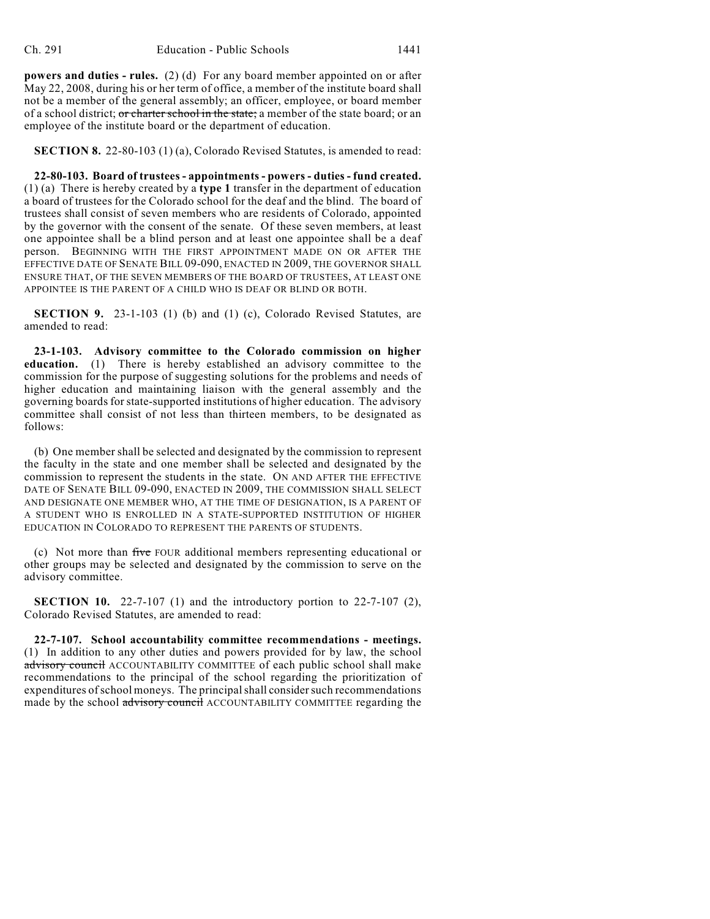**powers and duties - rules.** (2) (d) For any board member appointed on or after May 22, 2008, during his or her term of office, a member of the institute board shall not be a member of the general assembly; an officer, employee, or board member of a school district; ~~or charter school in the state;~~ a member of the state board; or an employee of the institute board or the department of education.

**SECTION 8.** 22-80-103 (1) (a), Colorado Revised Statutes, is amended to read:

**22-80-103. Board of trustees - appointments - powers - duties - fund created.** (1) (a) There is hereby created by a **type 1** transfer in the department of education a board of trustees for the Colorado school for the deaf and the blind. The board of trustees shall consist of seven members who are residents of Colorado, appointed by the governor with the consent of the senate. Of these seven members, at least one appointee shall be a blind person and at least one appointee shall be a deaf person. BEGINNING WITH THE FIRST APPOINTMENT MADE ON OR AFTER THE EFFECTIVE DATE OF SENATE BILL 09-090, ENACTED IN 2009, THE GOVERNOR SHALL ENSURE THAT, OF THE SEVEN MEMBERS OF THE BOARD OF TRUSTEES, AT LEAST ONE APPOINTEE IS THE PARENT OF A CHILD WHO IS DEAF OR BLIND OR BOTH.

**SECTION 9.** 23-1-103 (1) (b) and (1) (c), Colorado Revised Statutes, are amended to read:

**23-1-103. Advisory committee to the Colorado commission on higher education.** (1) There is hereby established an advisory committee to the commission for the purpose of suggesting solutions for the problems and needs of higher education and maintaining liaison with the general assembly and the governing boards for state-supported institutions of higher education. The advisory committee shall consist of not less than thirteen members, to be designated as follows:

(b) One member shall be selected and designated by the commission to represent the faculty in the state and one member shall be selected and designated by the commission to represent the students in the state. ON AND AFTER THE EFFECTIVE DATE OF SENATE BILL 09-090, ENACTED IN 2009, THE COMMISSION SHALL SELECT AND DESIGNATE ONE MEMBER WHO, AT THE TIME OF DESIGNATION, IS A PARENT OF A STUDENT WHO IS ENROLLED IN A STATE-SUPPORTED INSTITUTION OF HIGHER EDUCATION IN COLORADO TO REPRESENT THE PARENTS OF STUDENTS.

(c) Not more than ~~five~~ FOUR additional members representing educational or other groups may be selected and designated by the commission to serve on the advisory committee.

**SECTION 10.** 22-7-107 (1) and the introductory portion to 22-7-107 (2), Colorado Revised Statutes, are amended to read:

**22-7-107. School accountability committee recommendations - meetings.** (1) In addition to any other duties and powers provided for by law, the school ~~advisory council~~ ACCOUNTABILITY COMMITTEE of each public school shall make recommendations to the principal of the school regarding the prioritization of expenditures of school moneys. The principal shall consider such recommendations made by the school ~~advisory council~~ ACCOUNTABILITY COMMITTEE regarding the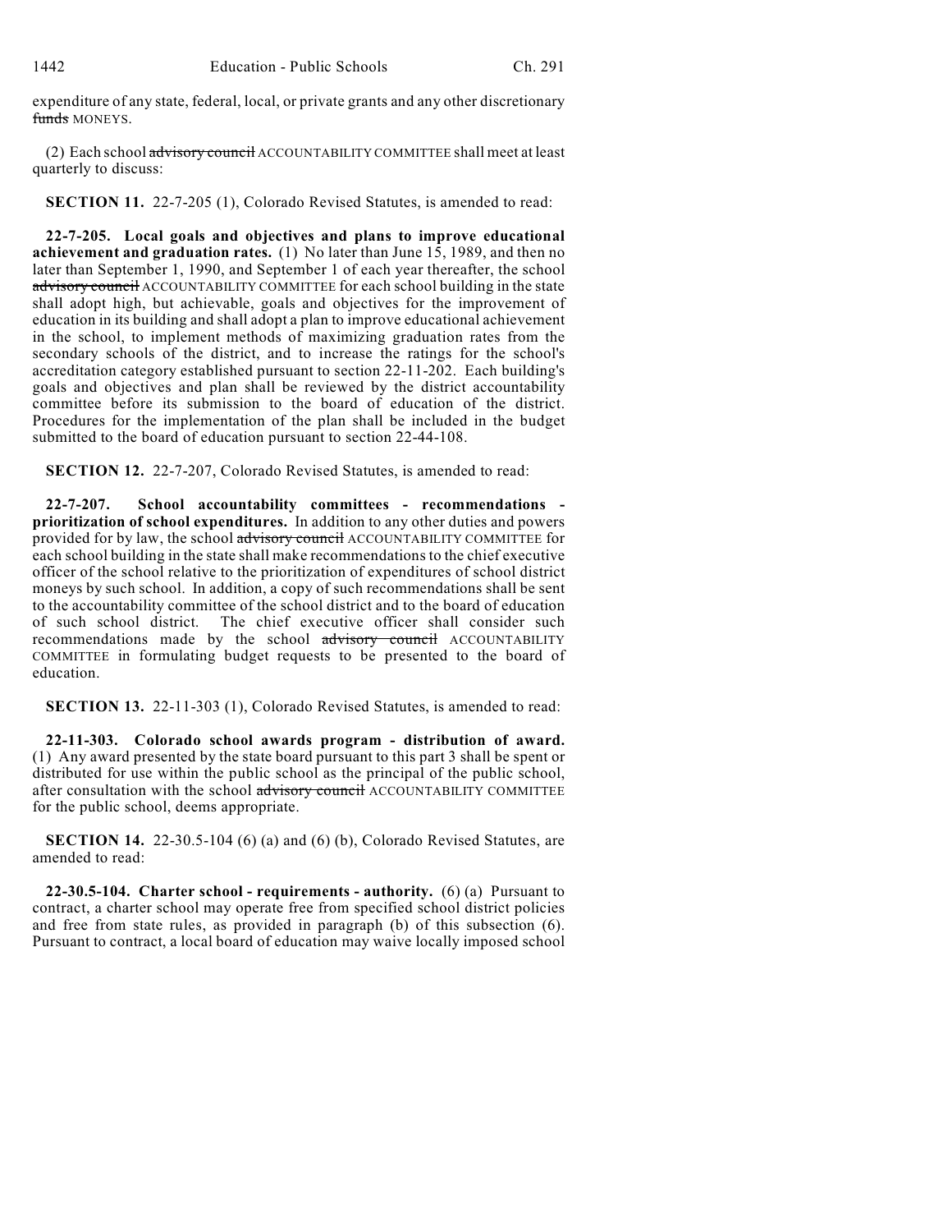expenditure of any state, federal, local, or private grants and any other discretionary ~~funds~~ MONEYS.

(2) Each school ~~advisory council~~ ACCOUNTABILITY COMMITTEE shall meet at least quarterly to discuss:

**SECTION 11.** 22-7-205 (1), Colorado Revised Statutes, is amended to read:

**22-7-205. Local goals and objectives and plans to improve educational achievement and graduation rates.** (1) No later than June 15, 1989, and then no later than September 1, 1990, and September 1 of each year thereafter, the school ~~advisory council~~ ACCOUNTABILITY COMMITTEE for each school building in the state shall adopt high, but achievable, goals and objectives for the improvement of education in its building and shall adopt a plan to improve educational achievement in the school, to implement methods of maximizing graduation rates from the secondary schools of the district, and to increase the ratings for the school's accreditation category established pursuant to section 22-11-202. Each building's goals and objectives and plan shall be reviewed by the district accountability committee before its submission to the board of education of the district. Procedures for the implementation of the plan shall be included in the budget submitted to the board of education pursuant to section 22-44-108.

**SECTION 12.** 22-7-207, Colorado Revised Statutes, is amended to read:

**22-7-207. School accountability committees - recommendations - prioritization of school expenditures.** In addition to any other duties and powers provided for by law, the school ~~advisory council~~ ACCOUNTABILITY COMMITTEE for each school building in the state shall make recommendations to the chief executive officer of the school relative to the prioritization of expenditures of school district moneys by such school. In addition, a copy of such recommendations shall be sent to the accountability committee of the school district and to the board of education of such school district. The chief executive officer shall consider such recommendations made by the school ~~advisory council~~ ACCOUNTABILITY COMMITTEE in formulating budget requests to be presented to the board of education.

**SECTION 13.** 22-11-303 (1), Colorado Revised Statutes, is amended to read:

**22-11-303. Colorado school awards program - distribution of award.** (1) Any award presented by the state board pursuant to this part 3 shall be spent or distributed for use within the public school as the principal of the public school, after consultation with the school ~~advisory council~~ ACCOUNTABILITY COMMITTEE for the public school, deems appropriate.

**SECTION 14.** 22-30.5-104 (6) (a) and (6) (b), Colorado Revised Statutes, are amended to read:

**22-30.5-104. Charter school - requirements - authority.** (6) (a) Pursuant to contract, a charter school may operate free from specified school district policies and free from state rules, as provided in paragraph (b) of this subsection (6). Pursuant to contract, a local board of education may waive locally imposed school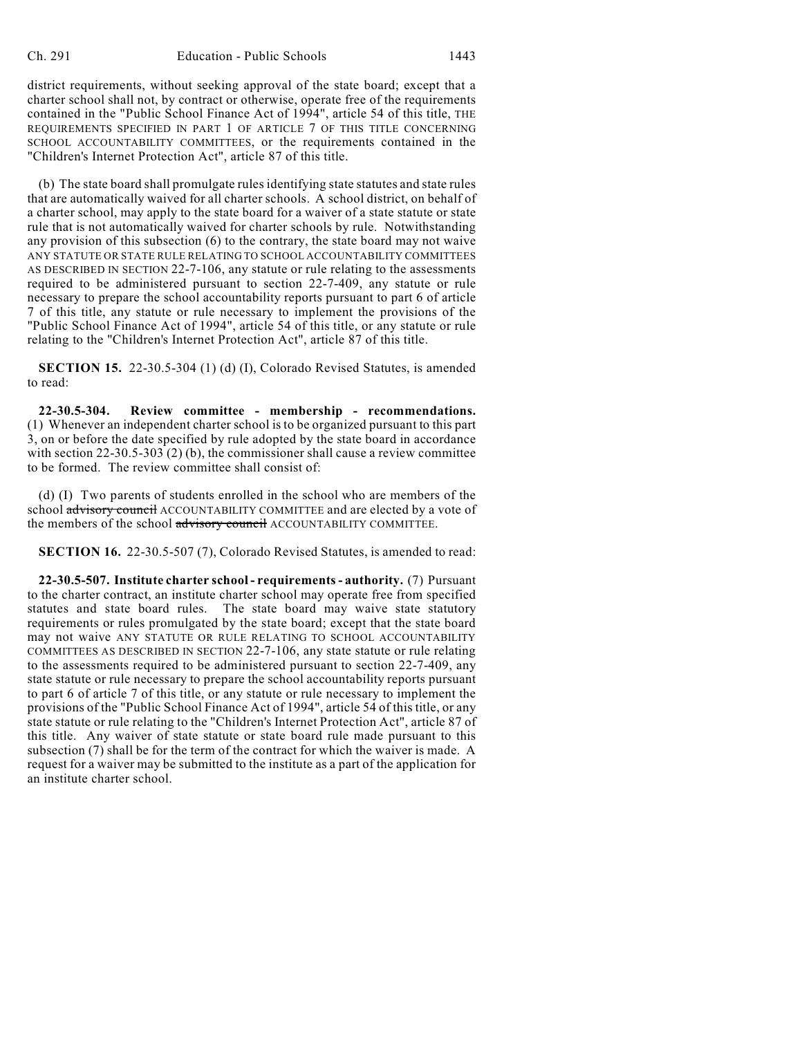district requirements, without seeking approval of the state board; except that a charter school shall not, by contract or otherwise, operate free of the requirements contained in the "Public School Finance Act of 1994", article 54 of this title, THE REQUIREMENTS SPECIFIED IN PART 1 OF ARTICLE 7 OF THIS TITLE CONCERNING SCHOOL ACCOUNTABILITY COMMITTEES, or the requirements contained in the "Children's Internet Protection Act", article 87 of this title.

(b) The state board shall promulgate rules identifying state statutes and state rules that are automatically waived for all charter schools. A school district, on behalf of a charter school, may apply to the state board for a waiver of a state statute or state rule that is not automatically waived for charter schools by rule. Notwithstanding any provision of this subsection (6) to the contrary, the state board may not waive ANY STATUTE OR STATE RULE RELATING TO SCHOOL ACCOUNTABILITY COMMITTEES AS DESCRIBED IN SECTION 22-7-106, any statute or rule relating to the assessments required to be administered pursuant to section 22-7-409, any statute or rule necessary to prepare the school accountability reports pursuant to part 6 of article 7 of this title, any statute or rule necessary to implement the provisions of the "Public School Finance Act of 1994", article 54 of this title, or any statute or rule relating to the "Children's Internet Protection Act", article 87 of this title.

**SECTION 15.** 22-30.5-304 (1) (d) (I), Colorado Revised Statutes, is amended to read:

**22-30.5-304. Review committee - membership - recommendations.** (1) Whenever an independent charter school is to be organized pursuant to this part 3, on or before the date specified by rule adopted by the state board in accordance with section 22-30.5-303 (2) (b), the commissioner shall cause a review committee to be formed. The review committee shall consist of:

(d) (I) Two parents of students enrolled in the school who are members of the school ~~advisory council~~ ACCOUNTABILITY COMMITTEE and are elected by a vote of the members of the school ~~advisory council~~ ACCOUNTABILITY COMMITTEE.

**SECTION 16.** 22-30.5-507 (7), Colorado Revised Statutes, is amended to read:

**22-30.5-507. Institute charter school - requirements - authority.** (7) Pursuant to the charter contract, an institute charter school may operate free from specified statutes and state board rules. The state board may waive state statutory requirements or rules promulgated by the state board; except that the state board may not waive ANY STATUTE OR RULE RELATING TO SCHOOL ACCOUNTABILITY COMMITTEES AS DESCRIBED IN SECTION 22-7-106, any state statute or rule relating to the assessments required to be administered pursuant to section 22-7-409, any state statute or rule necessary to prepare the school accountability reports pursuant to part 6 of article 7 of this title, or any statute or rule necessary to implement the provisions of the "Public School Finance Act of 1994", article 54 of this title, or any state statute or rule relating to the "Children's Internet Protection Act", article 87 of this title. Any waiver of state statute or state board rule made pursuant to this subsection (7) shall be for the term of the contract for which the waiver is made. A request for a waiver may be submitted to the institute as a part of the application for an institute charter school.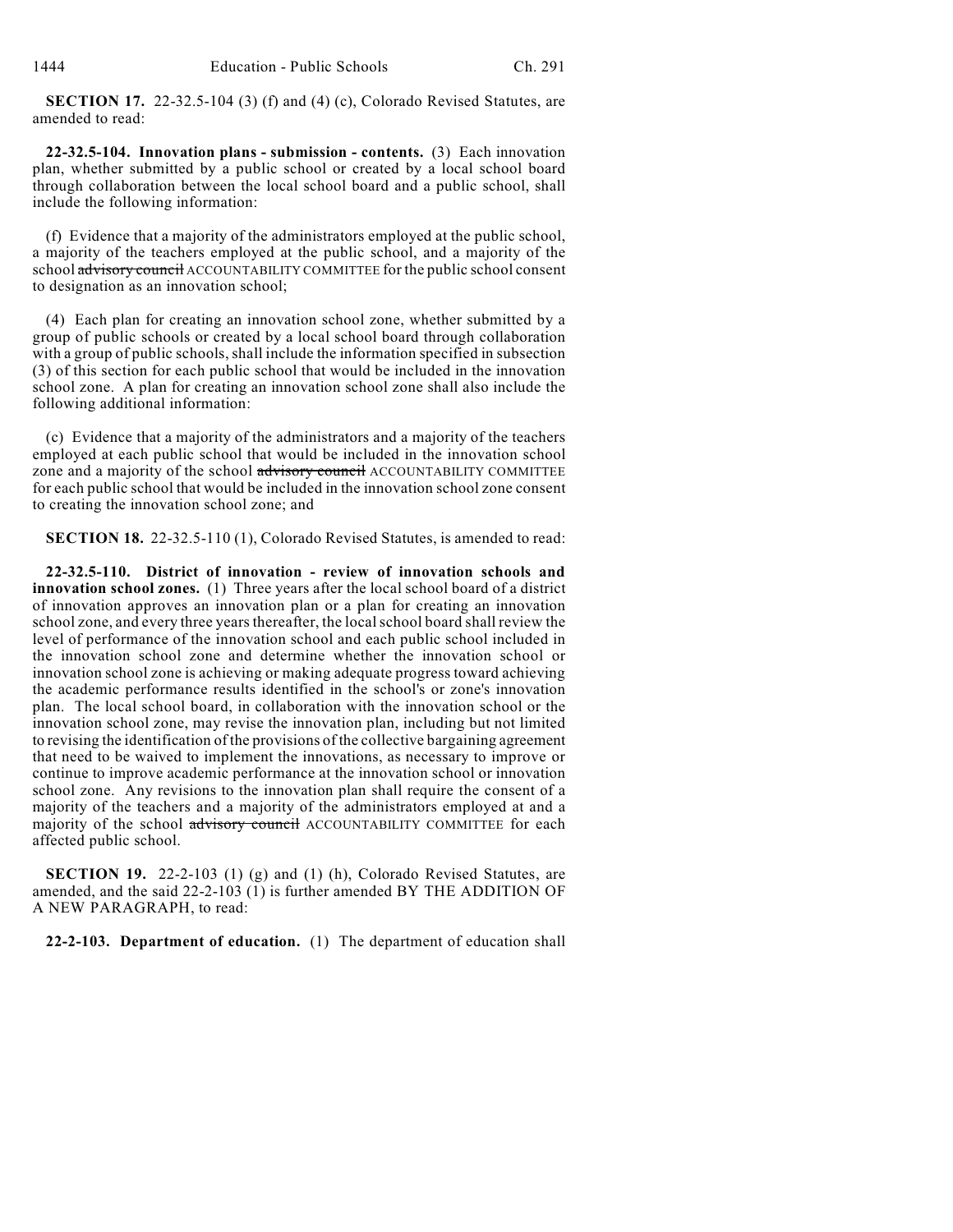**SECTION 17.** 22-32.5-104 (3) (f) and (4) (c), Colorado Revised Statutes, are amended to read:

**22-32.5-104. Innovation plans - submission - contents.** (3) Each innovation plan, whether submitted by a public school or created by a local school board through collaboration between the local school board and a public school, shall include the following information:

(f) Evidence that a majority of the administrators employed at the public school, a majority of the teachers employed at the public school, and a majority of the school ~~advisory council~~ ACCOUNTABILITY COMMITTEE for the public school consent to designation as an innovation school;

(4) Each plan for creating an innovation school zone, whether submitted by a group of public schools or created by a local school board through collaboration with a group of public schools, shall include the information specified in subsection (3) of this section for each public school that would be included in the innovation school zone. A plan for creating an innovation school zone shall also include the following additional information:

(c) Evidence that a majority of the administrators and a majority of the teachers employed at each public school that would be included in the innovation school zone and a majority of the school ~~advisory council~~ ACCOUNTABILITY COMMITTEE for each public school that would be included in the innovation school zone consent to creating the innovation school zone; and

**SECTION 18.** 22-32.5-110 (1), Colorado Revised Statutes, is amended to read:

**22-32.5-110. District of innovation - review of innovation schools and innovation school zones.** (1) Three years after the local school board of a district of innovation approves an innovation plan or a plan for creating an innovation school zone, and every three years thereafter, the local school board shall review the level of performance of the innovation school and each public school included in the innovation school zone and determine whether the innovation school or innovation school zone is achieving or making adequate progress toward achieving the academic performance results identified in the school's or zone's innovation plan. The local school board, in collaboration with the innovation school or the innovation school zone, may revise the innovation plan, including but not limited to revising the identification of the provisions of the collective bargaining agreement that need to be waived to implement the innovations, as necessary to improve or continue to improve academic performance at the innovation school or innovation school zone. Any revisions to the innovation plan shall require the consent of a majority of the teachers and a majority of the administrators employed at and a majority of the school ~~advisory council~~ ACCOUNTABILITY COMMITTEE for each affected public school.

**SECTION 19.** 22-2-103 (1) (g) and (1) (h), Colorado Revised Statutes, are amended, and the said 22-2-103 (1) is further amended BY THE ADDITION OF A NEW PARAGRAPH, to read:

**22-2-103. Department of education.** (1) The department of education shall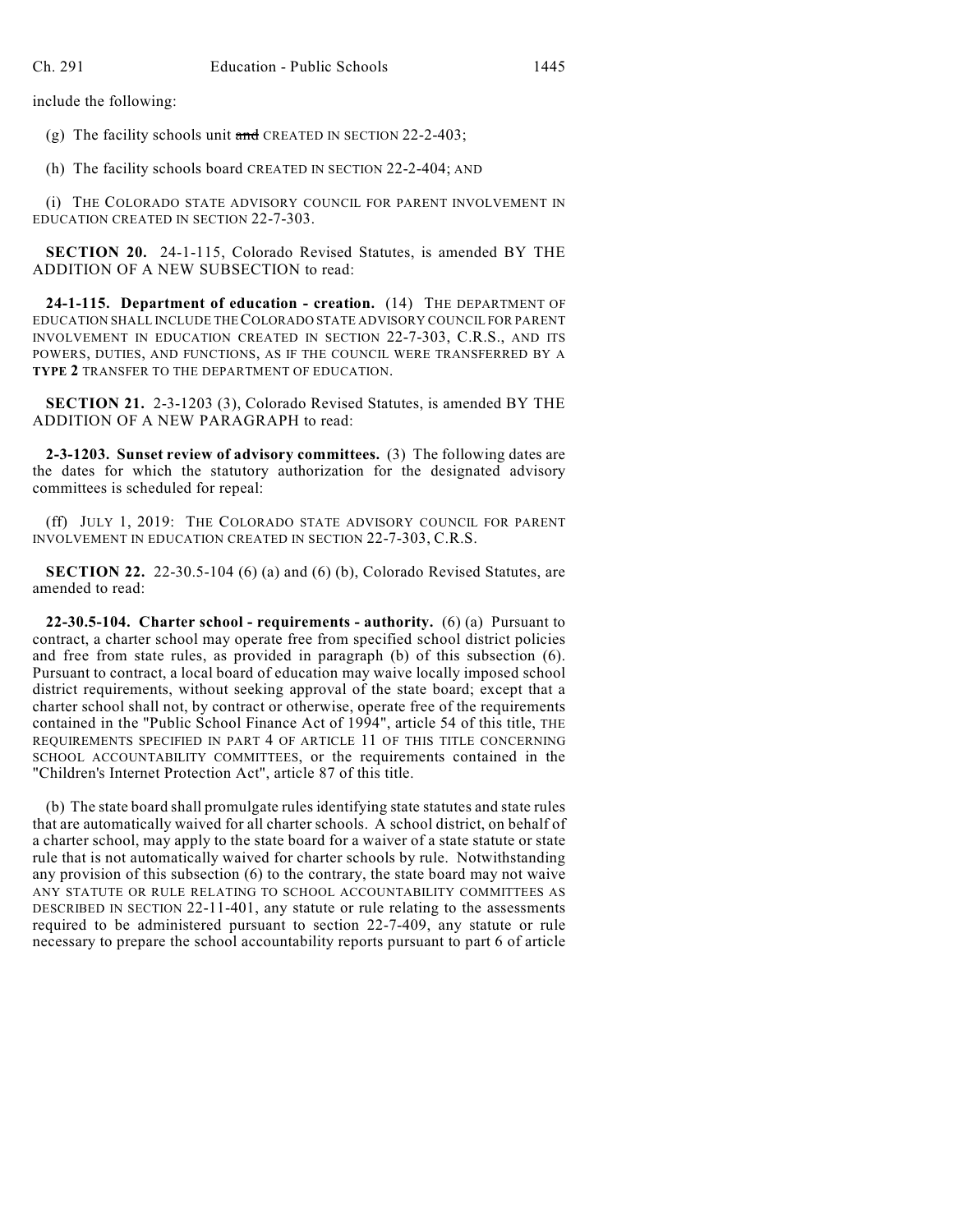include the following:

(g) The facility schools unit ~~and~~ CREATED IN SECTION 22-2-403;

(h) The facility schools board CREATED IN SECTION 22-2-404; AND

(i) THE COLORADO STATE ADVISORY COUNCIL FOR PARENT INVOLVEMENT IN EDUCATION CREATED IN SECTION 22-7-303.

**SECTION 20.** 24-1-115, Colorado Revised Statutes, is amended BY THE ADDITION OF A NEW SUBSECTION to read:

**24-1-115. Department of education - creation.** (14) THE DEPARTMENT OF EDUCATION SHALL INCLUDE THE COLORADO STATE ADVISORY COUNCIL FOR PARENT INVOLVEMENT IN EDUCATION CREATED IN SECTION 22-7-303, C.R.S., AND ITS POWERS, DUTIES, AND FUNCTIONS, AS IF THE COUNCIL WERE TRANSFERRED BY A **TYPE 2** TRANSFER TO THE DEPARTMENT OF EDUCATION.

**SECTION 21.** 2-3-1203 (3), Colorado Revised Statutes, is amended BY THE ADDITION OF A NEW PARAGRAPH to read:

**2-3-1203. Sunset review of advisory committees.** (3) The following dates are the dates for which the statutory authorization for the designated advisory committees is scheduled for repeal:

(ff) JULY 1, 2019: THE COLORADO STATE ADVISORY COUNCIL FOR PARENT INVOLVEMENT IN EDUCATION CREATED IN SECTION 22-7-303, C.R.S.

**SECTION 22.** 22-30.5-104 (6) (a) and (6) (b), Colorado Revised Statutes, are amended to read:

**22-30.5-104. Charter school - requirements - authority.** (6) (a) Pursuant to contract, a charter school may operate free from specified school district policies and free from state rules, as provided in paragraph (b) of this subsection (6). Pursuant to contract, a local board of education may waive locally imposed school district requirements, without seeking approval of the state board; except that a charter school shall not, by contract or otherwise, operate free of the requirements contained in the "Public School Finance Act of 1994", article 54 of this title, THE REQUIREMENTS SPECIFIED IN PART 4 OF ARTICLE 11 OF THIS TITLE CONCERNING SCHOOL ACCOUNTABILITY COMMITTEES, or the requirements contained in the "Children's Internet Protection Act", article 87 of this title.

(b) The state board shall promulgate rules identifying state statutes and state rules that are automatically waived for all charter schools. A school district, on behalf of a charter school, may apply to the state board for a waiver of a state statute or state rule that is not automatically waived for charter schools by rule. Notwithstanding any provision of this subsection (6) to the contrary, the state board may not waive ANY STATUTE OR RULE RELATING TO SCHOOL ACCOUNTABILITY COMMITTEES AS DESCRIBED IN SECTION 22-11-401, any statute or rule relating to the assessments required to be administered pursuant to section 22-7-409, any statute or rule necessary to prepare the school accountability reports pursuant to part 6 of article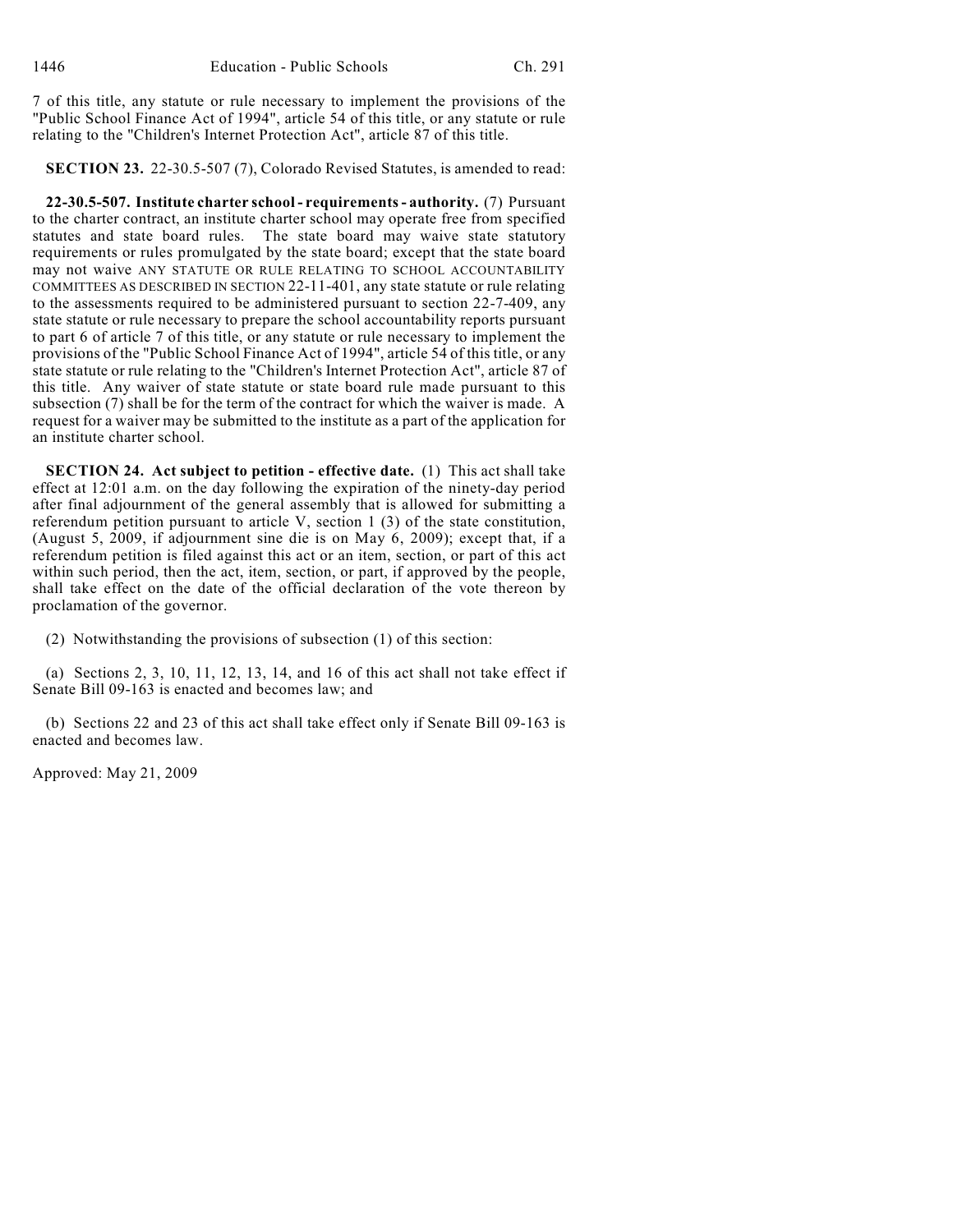7 of this title, any statute or rule necessary to implement the provisions of the "Public School Finance Act of 1994", article 54 of this title, or any statute or rule relating to the "Children's Internet Protection Act", article 87 of this title.

**SECTION 23.** 22-30.5-507 (7), Colorado Revised Statutes, is amended to read:

**22-30.5-507. Institute charter school - requirements - authority.** (7) Pursuant to the charter contract, an institute charter school may operate free from specified statutes and state board rules. The state board may waive state statutory requirements or rules promulgated by the state board; except that the state board may not waive ANY STATUTE OR RULE RELATING TO SCHOOL ACCOUNTABILITY COMMITTEES AS DESCRIBED IN SECTION 22-11-401, any state statute or rule relating to the assessments required to be administered pursuant to section 22-7-409, any state statute or rule necessary to prepare the school accountability reports pursuant to part 6 of article 7 of this title, or any statute or rule necessary to implement the provisions of the "Public School Finance Act of 1994", article 54 of this title, or any state statute or rule relating to the "Children's Internet Protection Act", article 87 of this title. Any waiver of state statute or state board rule made pursuant to this subsection (7) shall be for the term of the contract for which the waiver is made. A request for a waiver may be submitted to the institute as a part of the application for an institute charter school.

**SECTION 24. Act subject to petition - effective date.** (1) This act shall take effect at 12:01 a.m. on the day following the expiration of the ninety-day period after final adjournment of the general assembly that is allowed for submitting a referendum petition pursuant to article V, section 1 (3) of the state constitution, (August 5, 2009, if adjournment sine die is on May 6, 2009); except that, if a referendum petition is filed against this act or an item, section, or part of this act within such period, then the act, item, section, or part, if approved by the people, shall take effect on the date of the official declaration of the vote thereon by proclamation of the governor.

(2) Notwithstanding the provisions of subsection (1) of this section:

(a) Sections 2, 3, 10, 11, 12, 13, 14, and 16 of this act shall not take effect if Senate Bill 09-163 is enacted and becomes law; and

(b) Sections 22 and 23 of this act shall take effect only if Senate Bill 09-163 is enacted and becomes law.

Approved: May 21, 2009